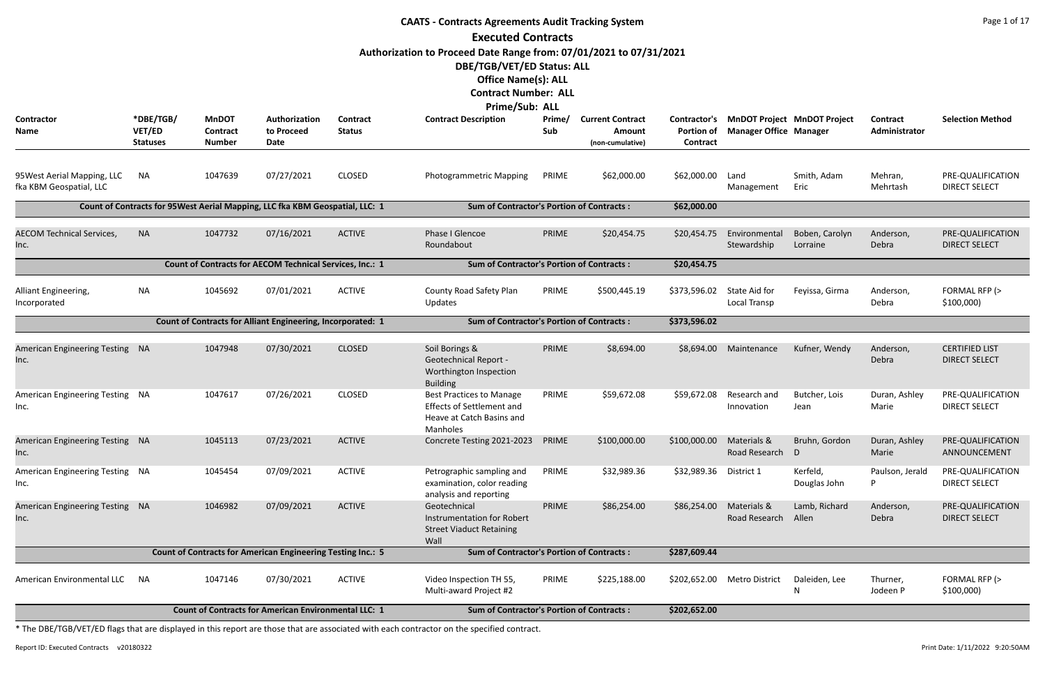# CAATS - Contracts Agreements Audit Tracking System

## Executed Contracts

**Authorization to Proceed Date Range from: 07/01/2021 to 07/31/2021**

**DBE/TGB/VET/ED Status: ALL**

**Office Name(s): ALL**

**Contract Number: ALL**

**Prime/Sub: ALL**

| Contractor Name | *DBE/TGB/ VET/ED Statuses | MnDOT Contract Number | Authorization to Proceed Date | Contract Status | Contract Description | Prime/ Sub | Current Contract Amount (non-cumulative) | Contractor's Portion of Contract | MnDOT Project Manager Office | MnDOT Project Manager | Contract Administrator | Selection Method |
|---|---|---|---|---|---|---|---|---|---|---|---|---|
| 95West Aerial Mapping, LLC fka KBM Geospatial, LLC | NA | 1047639 | 07/27/2021 | CLOSED | Photogrammetric Mapping | PRIME | $62,000.00 | $62,000.00 | Land Management | Smith, Adam Eric | Mehran, Mehrtash | PRE-QUALIFICATION DIRECT SELECT |
| Count of Contracts for 95West Aerial Mapping, LLC fka KBM Geospatial, LLC: 1 | | | | | Sum of Contractor's Portion of Contracts : | | | $62,000.00 | | | | |
| AECOM Technical Services, Inc. | NA | 1047732 | 07/16/2021 | ACTIVE | Phase I Glencoe Roundabout | PRIME | $20,454.75 | $20,454.75 | Environmental Stewardship | Boben, Carolyn Lorraine | Anderson, Debra | PRE-QUALIFICATION DIRECT SELECT |
| Count of Contracts for AECOM Technical Services, Inc.: 1 | | | | | Sum of Contractor's Portion of Contracts : | | | $20,454.75 | | | | |
| Alliant Engineering, Incorporated | NA | 1045692 | 07/01/2021 | ACTIVE | County Road Safety Plan Updates | PRIME | $500,445.19 | $373,596.02 | State Aid for Local Transp | Feyissa, Girma | Anderson, Debra | FORMAL RFP (> $100,000) |
| Count of Contracts for Alliant Engineering, Incorporated: 1 | | | | | Sum of Contractor's Portion of Contracts : | | | $373,596.02 | | | | |
| American Engineering Testing Inc. | NA | 1047948 | 07/30/2021 | CLOSED | Soil Borings & Geotechnical Report - Worthington Inspection Building | PRIME | $8,694.00 | $8,694.00 | Maintenance | Kufner, Wendy | Anderson, Debra | CERTIFIED LIST DIRECT SELECT |
| American Engineering Testing Inc. | NA | 1047617 | 07/26/2021 | CLOSED | Best Practices to Manage Effects of Settlement and Heave at Catch Basins and Manholes | PRIME | $59,672.08 | $59,672.08 | Research and Innovation | Butcher, Lois Jean | Duran, Ashley Marie | PRE-QUALIFICATION DIRECT SELECT |
| American Engineering Testing Inc. | NA | 1045113 | 07/23/2021 | ACTIVE | Concrete Testing 2021-2023 | PRIME | $100,000.00 | $100,000.00 | Materials & Road Research | Bruhn, Gordon D | Duran, Ashley Marie | PRE-QUALIFICATION ANNOUNCEMENT |
| American Engineering Testing Inc. | NA | 1045454 | 07/09/2021 | ACTIVE | Petrographic sampling and examination, color reading analysis and reporting | PRIME | $32,989.36 | $32,989.36 | District 1 | Kerfeld, Douglas John | Paulson, Jerald P | PRE-QUALIFICATION DIRECT SELECT |
| American Engineering Testing Inc. | NA | 1046982 | 07/09/2021 | ACTIVE | Geotechnical Instrumentation for Robert Street Viaduct Retaining Wall | PRIME | $86,254.00 | $86,254.00 | Materials & Road Research | Lamb, Richard Allen | Anderson, Debra | PRE-QUALIFICATION DIRECT SELECT |
| Count of Contracts for American Engineering Testing Inc.: 5 | | | | | Sum of Contractor's Portion of Contracts : | | | $287,609.44 | | | | |
| American Environmental LLC | NA | 1047146 | 07/30/2021 | ACTIVE | Video Inspection TH 55, Multi-award Project #2 | PRIME | $225,188.00 | $202,652.00 | Metro District | Daleiden, Lee N | Thurner, Jodeen P | FORMAL RFP (> $100,000) |
| Count of Contracts for American Environmental LLC: 1 | | | | | Sum of Contractor's Portion of Contracts : | | | $202,652.00 | | | | |

* The DBE/TGB/VET/ED flags that are displayed in this report are those that are associated with each contractor on the specified contract.

Report ID: Executed Contracts v20180322

Print Date: 1/11/2022 9:20:50AM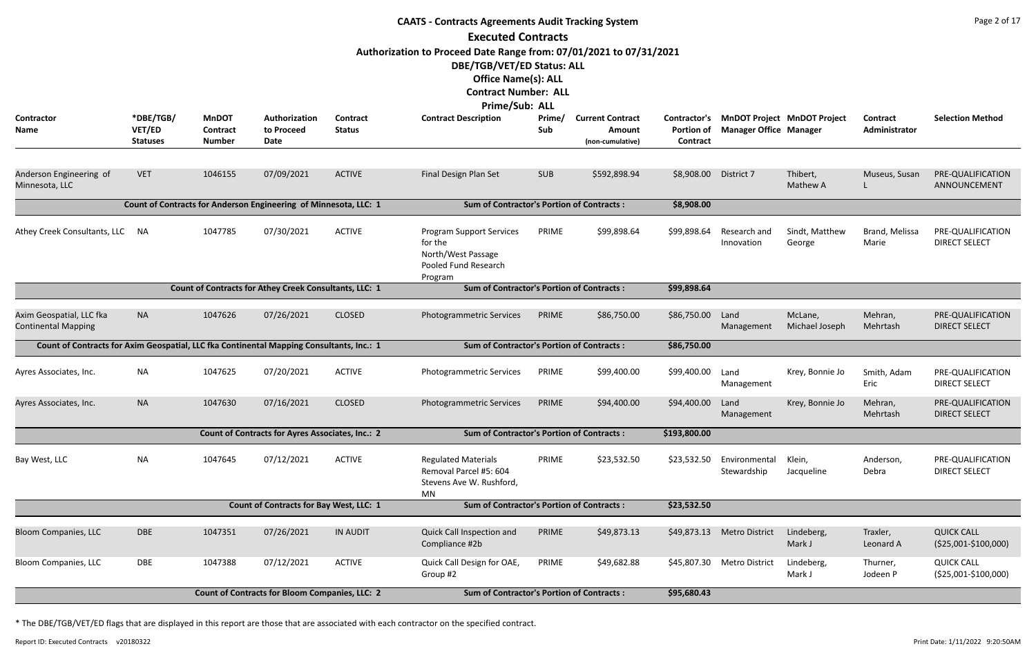# CAATS - Contracts Agreements Audit Tracking System

## Executed Contracts

**Authorization to Proceed Date Range from: 07/01/2021 to 07/31/2021**

**DBE/TGB/VET/ED Status: ALL**

**Office Name(s): ALL**

**Contract Number: ALL**

**Prime/Sub: ALL**

| Contractor Name | *DBE/TGB/ VET/ED Statuses | MnDOT Contract Number | Authorization to Proceed Date | Contract Status | Contract Description | Prime/ Sub | Current Contract Amount (non-cumulative) | Contractor's Portion of Contract | MnDOT Project Manager Office | MnDOT Project Manager | Contract Administrator | Selection Method |
|---|---|---|---|---|---|---|---|---|---|---|---|---|
| Anderson Engineering of Minnesota, LLC | VET | 1046155 | 07/09/2021 | ACTIVE | Final Design Plan Set | SUB | $592,898.94 | $8,908.00 | District 7 | Thibert, Mathew A | Museus, Susan L | PRE-QUALIFICATION ANNOUNCEMENT |
| | Count of Contracts for Anderson Engineering of Minnesota, LLC: 1 | | | | Sum of Contractor's Portion of Contracts : | | | $8,908.00 | | | | |
| Athey Creek Consultants, LLC | NA | 1047785 | 07/30/2021 | ACTIVE | Program Support Services for the North/West Passage Pooled Fund Research Program | PRIME | $99,898.64 | $99,898.64 | Research and Innovation | Sindt, Matthew George | Brand, Melissa Marie | PRE-QUALIFICATION DIRECT SELECT |
| | Count of Contracts for Athey Creek Consultants, LLC: 1 | | | | Sum of Contractor's Portion of Contracts : | | | $99,898.64 | | | | |
| Axim Geospatial, LLC fka Continental Mapping | NA | 1047626 | 07/26/2021 | CLOSED | Photogrammetric Services | PRIME | $86,750.00 | $86,750.00 | Land Management | McLane, Michael Joseph | Mehran, Mehrtash | PRE-QUALIFICATION DIRECT SELECT |
| | Count of Contracts for Axim Geospatial, LLC fka Continental Mapping Consultants, Inc.: 1 | | | | Sum of Contractor's Portion of Contracts : | | | $86,750.00 | | | | |
| Ayres Associates, Inc. | NA | 1047625 | 07/20/2021 | ACTIVE | Photogrammetric Services | PRIME | $99,400.00 | $99,400.00 | Land Management | Krey, Bonnie Jo | Smith, Adam Eric | PRE-QUALIFICATION DIRECT SELECT |
| Ayres Associates, Inc. | NA | 1047630 | 07/16/2021 | CLOSED | Photogrammetric Services | PRIME | $94,400.00 | $94,400.00 | Land Management | Krey, Bonnie Jo | Mehran, Mehrtash | PRE-QUALIFICATION DIRECT SELECT |
| | Count of Contracts for Ayres Associates, Inc.: 2 | | | | Sum of Contractor's Portion of Contracts : | | | $193,800.00 | | | | |
| Bay West, LLC | NA | 1047645 | 07/12/2021 | ACTIVE | Regulated Materials Removal Parcel #5: 604 Stevens Ave W. Rushford, MN | PRIME | $23,532.50 | $23,532.50 | Environmental Stewardship | Klein, Jacqueline | Anderson, Debra | PRE-QUALIFICATION DIRECT SELECT |
| | Count of Contracts for Bay West, LLC: 1 | | | | Sum of Contractor's Portion of Contracts : | | | $23,532.50 | | | | |
| Bloom Companies, LLC | DBE | 1047351 | 07/26/2021 | IN AUDIT | Quick Call Inspection and Compliance #2b | PRIME | $49,873.13 | $49,873.13 | Metro District | Lindeberg, Mark J | Traxler, Leonard A | QUICK CALL ($25,001-$100,000) |
| Bloom Companies, LLC | DBE | 1047388 | 07/12/2021 | ACTIVE | Quick Call Design for OAE, Group #2 | PRIME | $49,682.88 | $45,807.30 | Metro District | Lindeberg, Mark J | Thurner, Jodeen P | QUICK CALL ($25,001-$100,000) |
| | Count of Contracts for Bloom Companies, LLC: 2 | | | | Sum of Contractor's Portion of Contracts : | | | $95,680.43 | | | | |

* The DBE/TGB/VET/ED flags that are displayed in this report are those that are associated with each contractor on the specified contract.

Report ID: Executed Contracts v20180322

Print Date: 1/11/2022 9:20:50AM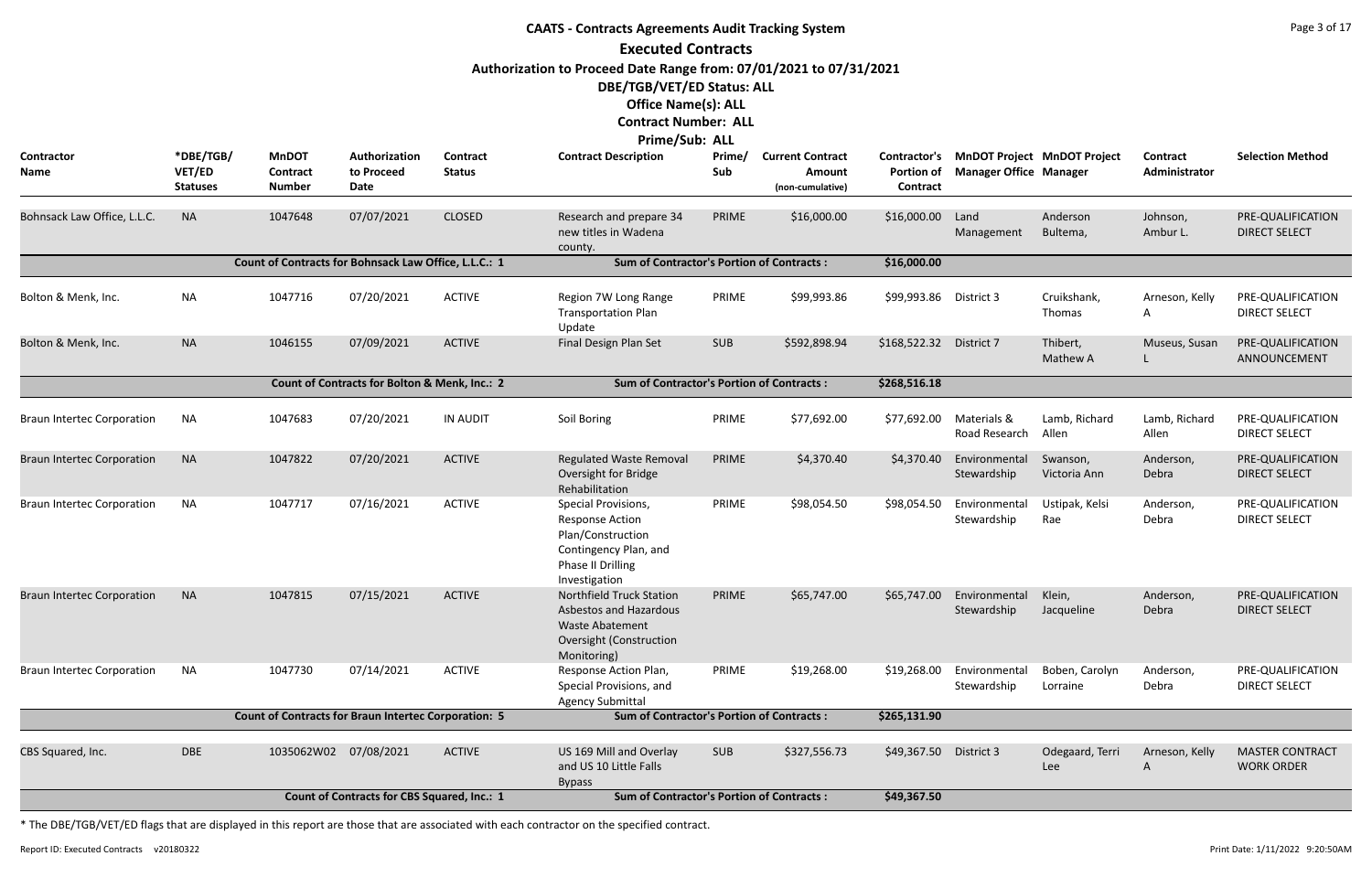# CAATS - Contracts Agreements Audit Tracking System

## Executed Contracts

**Authorization to Proceed Date Range from: 07/01/2021 to 07/31/2021**

**DBE/TGB/VET/ED Status: ALL**

**Office Name(s): ALL**

**Contract Number: ALL**

**Prime/Sub: ALL**

| Contractor Name | *DBE/TGB/ VET/ED Statuses | MnDOT Contract Number | Authorization to Proceed Date | Contract Status | Contract Description | Prime/ Sub | Current Contract Amount (non-cumulative) | Contractor's Portion of Contract | MnDOT Project Manager Office | MnDOT Project Manager | Contract Administrator | Selection Method |
|---|---|---|---|---|---|---|---|---|---|---|---|---|
| Bohnsack Law Office, L.L.C. | NA | 1047648 | 07/07/2021 | CLOSED | Research and prepare 34 new titles in Wadena county. | PRIME | $16,000.00 | $16,000.00 | Land Management | Anderson Bultema, | Johnson, Ambur L. | PRE-QUALIFICATION DIRECT SELECT |
| | | Count of Contracts for Bohnsack Law Office, L.L.C.: 1 | | | Sum of Contractor's Portion of Contracts : | | | $16,000.00 | | | | |
| Bolton & Menk, Inc. | NA | 1047716 | 07/20/2021 | ACTIVE | Region 7W Long Range Transportation Plan Update | PRIME | $99,993.86 | $99,993.86 | District 3 | Cruikshank, Thomas | Arneson, Kelly A | PRE-QUALIFICATION DIRECT SELECT |
| Bolton & Menk, Inc. | NA | 1046155 | 07/09/2021 | ACTIVE | Final Design Plan Set | SUB | $592,898.94 | $168,522.32 | District 7 | Thibert, Mathew A | Museus, Susan L | PRE-QUALIFICATION ANNOUNCEMENT |
| | | Count of Contracts for Bolton & Menk, Inc.: 2 | | | Sum of Contractor's Portion of Contracts : | | | $268,516.18 | | | | |
| Braun Intertec Corporation | NA | 1047683 | 07/20/2021 | IN AUDIT | Soil Boring | PRIME | $77,692.00 | $77,692.00 | Materials & Road Research | Lamb, Richard Allen | Lamb, Richard Allen | PRE-QUALIFICATION DIRECT SELECT |
| Braun Intertec Corporation | NA | 1047822 | 07/20/2021 | ACTIVE | Regulated Waste Removal Oversight for Bridge Rehabilitation | PRIME | $4,370.40 | $4,370.40 | Environmental Stewardship | Swanson, Victoria Ann | Anderson, Debra | PRE-QUALIFICATION DIRECT SELECT |
| Braun Intertec Corporation | NA | 1047717 | 07/16/2021 | ACTIVE | Special Provisions, Response Action Plan/Construction Contingency Plan, and Phase II Drilling Investigation | PRIME | $98,054.50 | $98,054.50 | Environmental Stewardship | Ustipak, Kelsi Rae | Anderson, Debra | PRE-QUALIFICATION DIRECT SELECT |
| Braun Intertec Corporation | NA | 1047815 | 07/15/2021 | ACTIVE | Northfield Truck Station Asbestos and Hazardous Waste Abatement Oversight (Construction Monitoring) | PRIME | $65,747.00 | $65,747.00 | Environmental Stewardship | Klein, Jacqueline | Anderson, Debra | PRE-QUALIFICATION DIRECT SELECT |
| Braun Intertec Corporation | NA | 1047730 | 07/14/2021 | ACTIVE | Response Action Plan, Special Provisions, and Agency Submittal | PRIME | $19,268.00 | $19,268.00 | Environmental Stewardship | Boben, Carolyn Lorraine | Anderson, Debra | PRE-QUALIFICATION DIRECT SELECT |
| | | Count of Contracts for Braun Intertec Corporation: 5 | | | Sum of Contractor's Portion of Contracts : | | | $265,131.90 | | | | |
| CBS Squared, Inc. | DBE | 1035062W02 | 07/08/2021 | ACTIVE | US 169 Mill and Overlay and US 10 Little Falls Bypass | SUB | $327,556.73 | $49,367.50 | District 3 | Odegaard, Terri Lee | Arneson, Kelly A | MASTER CONTRACT WORK ORDER |
| | | Count of Contracts for CBS Squared, Inc.: 1 | | | Sum of Contractor's Portion of Contracts : | | | $49,367.50 | | | | |

* The DBE/TGB/VET/ED flags that are displayed in this report are those that are associated with each contractor on the specified contract.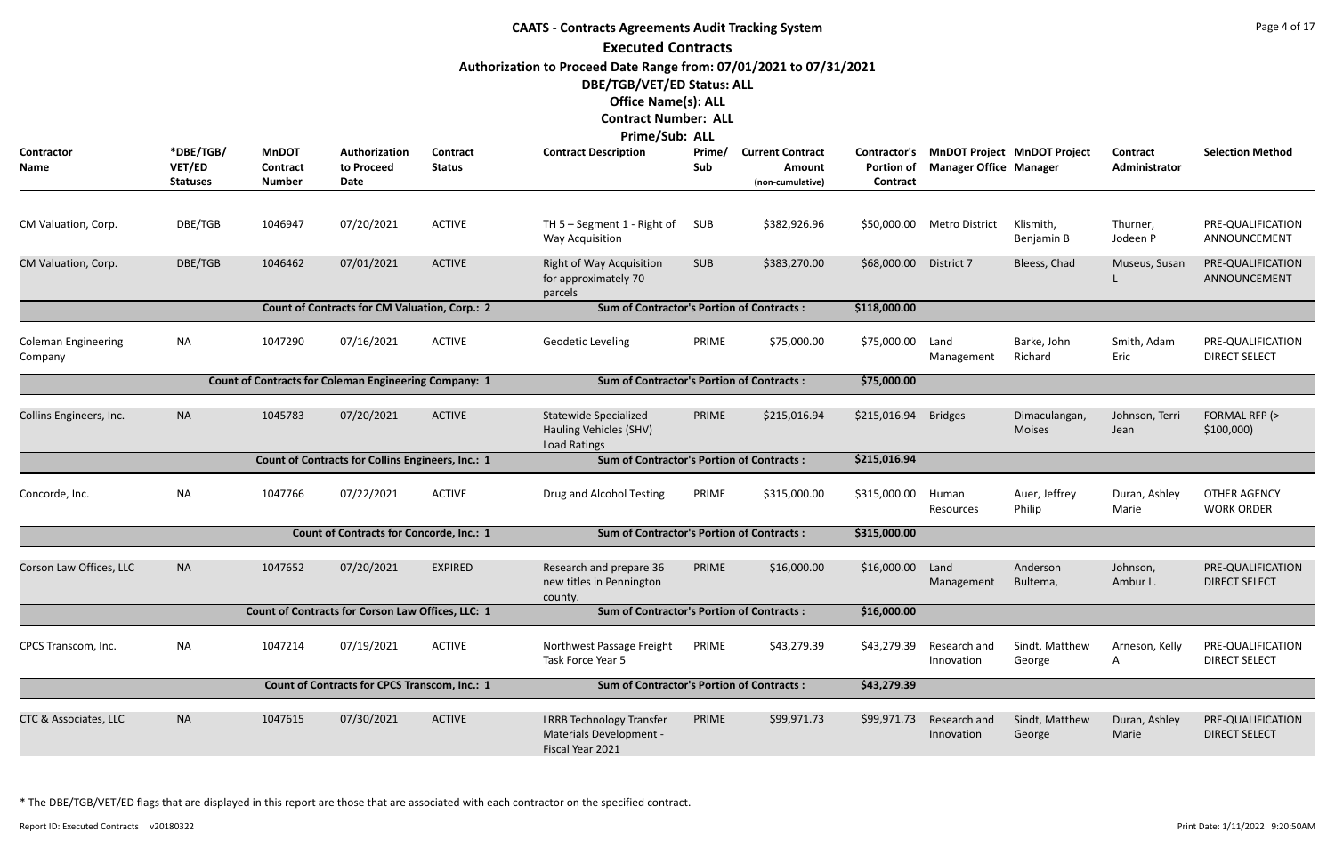# CAATS - Contracts Agreements Audit Tracking System

## Executed Contracts

**Authorization to Proceed Date Range from: 07/01/2021 to 07/31/2021**

**DBE/TGB/VET/ED Status: ALL**

**Office Name(s): ALL**

**Contract Number: ALL**

**Prime/Sub: ALL**

| Contractor Name | *DBE/TGB/ VET/ED Statuses | MnDOT Contract Number | Authorization to Proceed Date | Contract Status | Contract Description | Prime/ Sub | Current Contract Amount (non-cumulative) | Contractor's Portion of Contract | MnDOT Project Manager Office | MnDOT Project Manager | Contract Administrator | Selection Method |
|---|---|---|---|---|---|---|---|---|---|---|---|---|
| CM Valuation, Corp. | DBE/TGB | 1046947 | 07/20/2021 | ACTIVE | TH 5 – Segment 1 - Right of Way Acquisition | SUB | $382,926.96 | $50,000.00 | Metro District | Klismith, Benjamin B | Thurner, Jodeen P | PRE-QUALIFICATION ANNOUNCEMENT |
| CM Valuation, Corp. | DBE/TGB | 1046462 | 07/01/2021 | ACTIVE | Right of Way Acquisition for approximately 70 parcels | SUB | $383,270.00 | $68,000.00 | District 7 | Bleess, Chad | Museus, Susan L | PRE-QUALIFICATION ANNOUNCEMENT |
| | | Count of Contracts for CM Valuation, Corp.: 2 | | | Sum of Contractor's Portion of Contracts : | | | $118,000.00 | | | | |
| Coleman Engineering Company | NA | 1047290 | 07/16/2021 | ACTIVE | Geodetic Leveling | PRIME | $75,000.00 | $75,000.00 | Land Management | Barke, John Richard | Smith, Adam Eric | PRE-QUALIFICATION DIRECT SELECT |
| | | Count of Contracts for Coleman Engineering Company: 1 | | | Sum of Contractor's Portion of Contracts : | | | $75,000.00 | | | | |
| Collins Engineers, Inc. | NA | 1045783 | 07/20/2021 | ACTIVE | Statewide Specialized Hauling Vehicles (SHV) Load Ratings | PRIME | $215,016.94 | $215,016.94 | Bridges | Dimaculangan, Moises | Johnson, Terri Jean | FORMAL RFP (> $100,000) |
| | | Count of Contracts for Collins Engineers, Inc.: 1 | | | Sum of Contractor's Portion of Contracts : | | | $215,016.94 | | | | |
| Concorde, Inc. | NA | 1047766 | 07/22/2021 | ACTIVE | Drug and Alcohol Testing | PRIME | $315,000.00 | $315,000.00 | Human Resources | Auer, Jeffrey Philip | Duran, Ashley Marie | OTHER AGENCY WORK ORDER |
| | | Count of Contracts for Concorde, Inc.: 1 | | | Sum of Contractor's Portion of Contracts : | | | $315,000.00 | | | | |
| Corson Law Offices, LLC | NA | 1047652 | 07/20/2021 | EXPIRED | Research and prepare 36 new titles in Pennington county. | PRIME | $16,000.00 | $16,000.00 | Land Management | Anderson Bultema, | Johnson, Ambur L. | PRE-QUALIFICATION DIRECT SELECT |
| | | Count of Contracts for Corson Law Offices, LLC: 1 | | | Sum of Contractor's Portion of Contracts : | | | $16,000.00 | | | | |
| CPCS Transcom, Inc. | NA | 1047214 | 07/19/2021 | ACTIVE | Northwest Passage Freight Task Force Year 5 | PRIME | $43,279.39 | $43,279.39 | Research and Innovation | Sindt, Matthew George | Arneson, Kelly A | PRE-QUALIFICATION DIRECT SELECT |
| | | Count of Contracts for CPCS Transcom, Inc.: 1 | | | Sum of Contractor's Portion of Contracts : | | | $43,279.39 | | | | |
| CTC & Associates, LLC | NA | 1047615 | 07/30/2021 | ACTIVE | LRRB Technology Transfer Materials Development - Fiscal Year 2021 | PRIME | $99,971.73 | $99,971.73 | Research and Innovation | Sindt, Matthew George | Duran, Ashley Marie | PRE-QUALIFICATION DIRECT SELECT |

* The DBE/TGB/VET/ED flags that are displayed in this report are those that are associated with each contractor on the specified contract.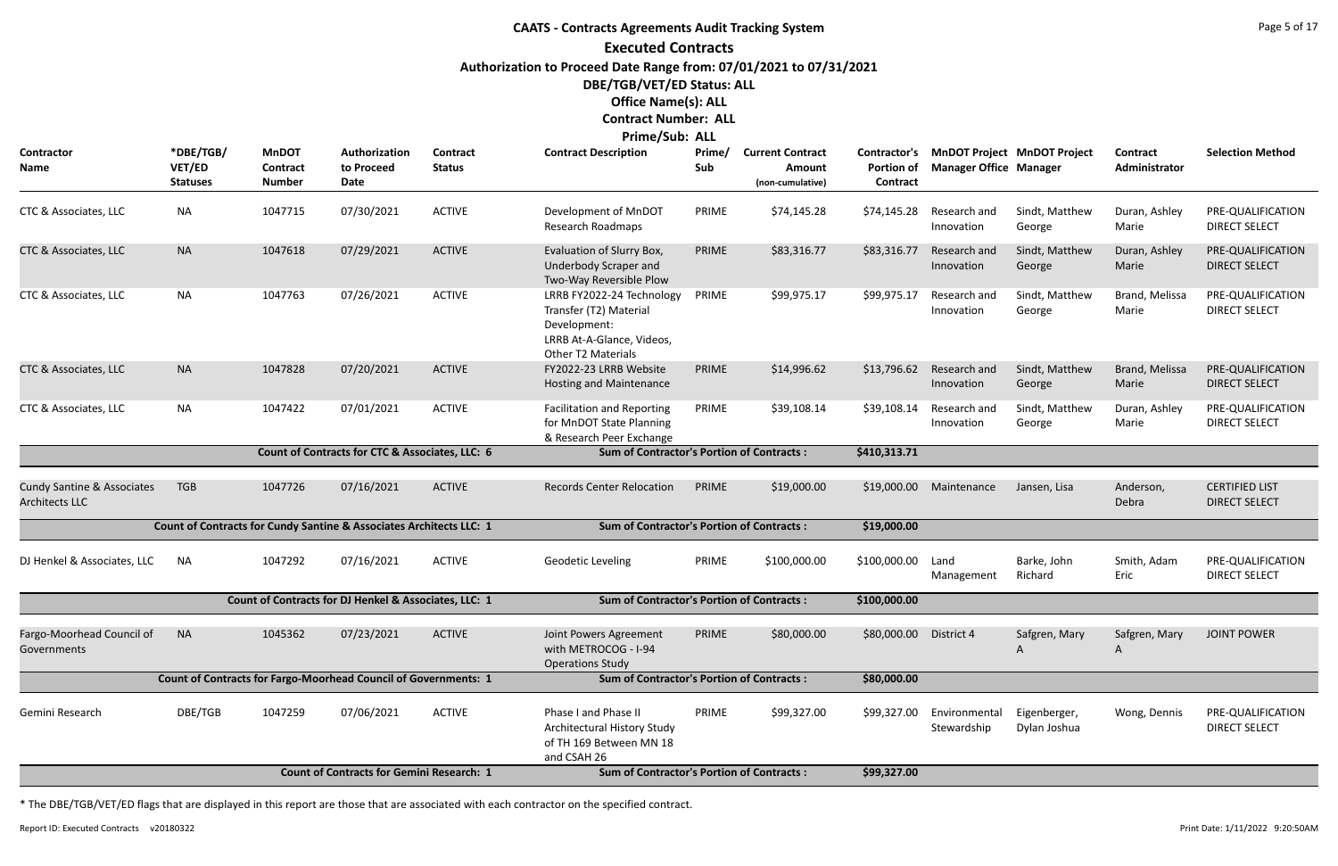# CAATS - Contracts Agreements Audit Tracking System

## Executed Contracts

**Authorization to Proceed Date Range from: 07/01/2021 to 07/31/2021**

**DBE/TGB/VET/ED Status: ALL**

**Office Name(s): ALL**

**Contract Number: ALL**

**Prime/Sub: ALL**

| Contractor Name | *DBE/TGB/ VET/ED Statuses | MnDOT Contract Number | Authorization to Proceed Date | Contract Status | Contract Description | Prime/ Sub | Current Contract Amount (non-cumulative) | Contractor's Portion of Contract | MnDOT Project Manager Office | MnDOT Project Manager | Contract Administrator | Selection Method |
|---|---|---|---|---|---|---|---|---|---|---|---|---|
| CTC & Associates, LLC | NA | 1047715 | 07/30/2021 | ACTIVE | Development of MnDOT Research Roadmaps | PRIME | $74,145.28 | $74,145.28 | Research and Innovation | Sindt, Matthew George | Duran, Ashley Marie | PRE-QUALIFICATION DIRECT SELECT |
| CTC & Associates, LLC | NA | 1047618 | 07/29/2021 | ACTIVE | Evaluation of Slurry Box, Underbody Scraper and Two-Way Reversible Plow | PRIME | $83,316.77 | $83,316.77 | Research and Innovation | Sindt, Matthew George | Duran, Ashley Marie | PRE-QUALIFICATION DIRECT SELECT |
| CTC & Associates, LLC | NA | 1047763 | 07/26/2021 | ACTIVE | LRRB FY2022-24 Technology Transfer (T2) Material Development: LRRB At-A-Glance, Videos, Other T2 Materials | PRIME | $99,975.17 | $99,975.17 | Research and Innovation | Sindt, Matthew George | Brand, Melissa Marie | PRE-QUALIFICATION DIRECT SELECT |
| CTC & Associates, LLC | NA | 1047828 | 07/20/2021 | ACTIVE | FY2022-23 LRRB Website Hosting and Maintenance | PRIME | $14,996.62 | $13,796.62 | Research and Innovation | Sindt, Matthew George | Brand, Melissa Marie | PRE-QUALIFICATION DIRECT SELECT |
| CTC & Associates, LLC | NA | 1047422 | 07/01/2021 | ACTIVE | Facilitation and Reporting for MnDOT State Planning & Research Peer Exchange | PRIME | $39,108.14 | $39,108.14 | Research and Innovation | Sindt, Matthew George | Duran, Ashley Marie | PRE-QUALIFICATION DIRECT SELECT |
| | | Count of Contracts for CTC & Associates, LLC: 6 | | | Sum of Contractor's Portion of Contracts : | | | $410,313.71 | | | | |
| Cundy Santine & Associates Architects LLC | TGB | 1047726 | 07/16/2021 | ACTIVE | Records Center Relocation | PRIME | $19,000.00 | $19,000.00 | Maintenance | Jansen, Lisa | Anderson, Debra | CERTIFIED LIST DIRECT SELECT |
| Count of Contracts for Cundy Santine & Associates Architects LLC: 1 | | | | | Sum of Contractor's Portion of Contracts : | | | $19,000.00 | | | | |
| DJ Henkel & Associates, LLC | NA | 1047292 | 07/16/2021 | ACTIVE | Geodetic Leveling | PRIME | $100,000.00 | $100,000.00 | Land Management | Barke, John Richard | Smith, Adam Eric | PRE-QUALIFICATION DIRECT SELECT |
| | | Count of Contracts for DJ Henkel & Associates, LLC: 1 | | | Sum of Contractor's Portion of Contracts : | | | $100,000.00 | | | | |
| Fargo-Moorhead Council of Governments | NA | 1045362 | 07/23/2021 | ACTIVE | Joint Powers Agreement with METROCOG - I-94 Operations Study | PRIME | $80,000.00 | $80,000.00 | District 4 | Safgren, Mary A | Safgren, Mary A | JOINT POWER |
| | Count of Contracts for Fargo-Moorhead Council of Governments: 1 | | | | Sum of Contractor's Portion of Contracts : | | | $80,000.00 | | | | |
| Gemini Research | DBE/TGB | 1047259 | 07/06/2021 | ACTIVE | Phase I and Phase II Architectural History Study of TH 169 Between MN 18 and CSAH 26 | PRIME | $99,327.00 | $99,327.00 | Environmental Stewardship | Eigenberger, Dylan Joshua | Wong, Dennis | PRE-QUALIFICATION DIRECT SELECT |
| | | Count of Contracts for Gemini Research: 1 | | | Sum of Contractor's Portion of Contracts : | | | $99,327.00 | | | | |

* The DBE/TGB/VET/ED flags that are displayed in this report are those that are associated with each contractor on the specified contract.

Report ID: Executed Contracts v20180322

Print Date: 1/11/2022 9:20:50AM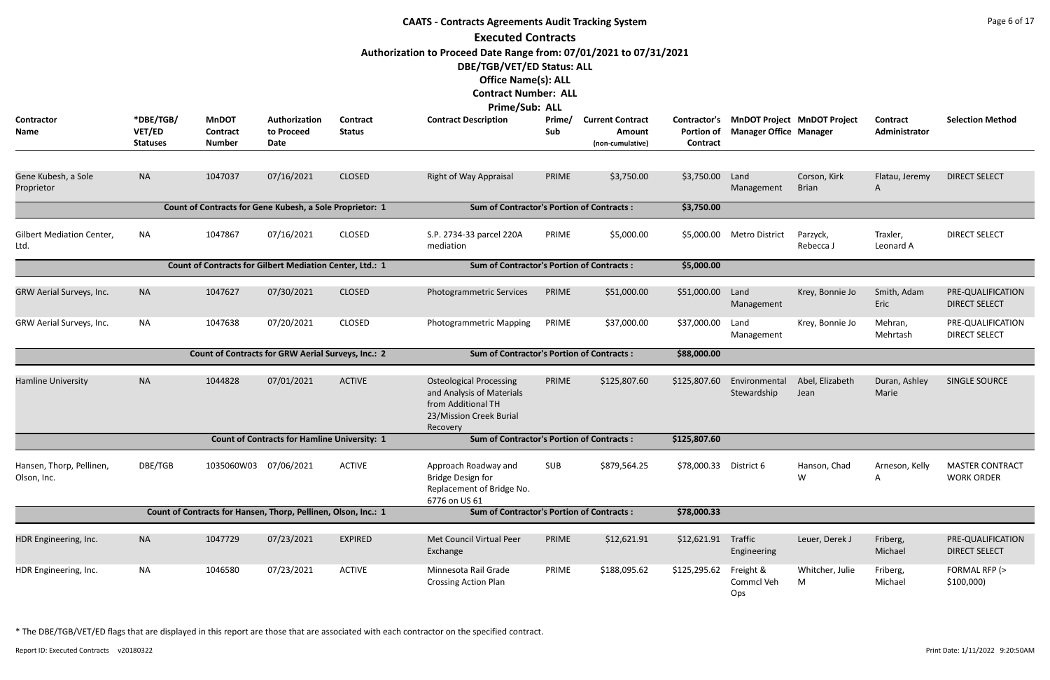# CAATS - Contracts Agreements Audit Tracking System

## Executed Contracts

**Authorization to Proceed Date Range from: 07/01/2021 to 07/31/2021**

**DBE/TGB/VET/ED Status: ALL**

**Office Name(s): ALL**

**Contract Number: ALL**

**Prime/Sub: ALL**

| Contractor Name | *DBE/TGB/ VET/ED Statuses | MnDOT Contract Number | Authorization to Proceed Date | Contract Status | Contract Description | Prime/ Sub | Current Contract Amount (non-cumulative) | Contractor's Portion of Contract | MnDOT Project Manager Office | MnDOT Project Manager | Contract Administrator | Selection Method |
|---|---|---|---|---|---|---|---|---|---|---|---|---|
| Gene Kubesh, a Sole Proprietor | NA | 1047037 | 07/16/2021 | CLOSED | Right of Way Appraisal | PRIME | $3,750.00 | $3,750.00 | Land Management | Corson, Kirk Brian | Flatau, Jeremy A | DIRECT SELECT |
| | | Count of Contracts for Gene Kubesh, a Sole Proprietor: 1 | | | Sum of Contractor's Portion of Contracts : | | | $3,750.00 | | | | |
| Gilbert Mediation Center, Ltd. | NA | 1047867 | 07/16/2021 | CLOSED | S.P. 2734-33 parcel 220A mediation | PRIME | $5,000.00 | $5,000.00 | Metro District | Parzyck, Rebecca J | Traxler, Leonard A | DIRECT SELECT |
| | | Count of Contracts for Gilbert Mediation Center, Ltd.: 1 | | | Sum of Contractor's Portion of Contracts : | | | $5,000.00 | | | | |
| GRW Aerial Surveys, Inc. | NA | 1047627 | 07/30/2021 | CLOSED | Photogrammetric Services | PRIME | $51,000.00 | $51,000.00 | Land Management | Krey, Bonnie Jo | Smith, Adam Eric | PRE-QUALIFICATION DIRECT SELECT |
| GRW Aerial Surveys, Inc. | NA | 1047638 | 07/20/2021 | CLOSED | Photogrammetric Mapping | PRIME | $37,000.00 | $37,000.00 | Land Management | Krey, Bonnie Jo | Mehran, Mehrtash | PRE-QUALIFICATION DIRECT SELECT |
| | | Count of Contracts for GRW Aerial Surveys, Inc.: 2 | | | Sum of Contractor's Portion of Contracts : | | | $88,000.00 | | | | |
| Hamline University | NA | 1044828 | 07/01/2021 | ACTIVE | Osteological Processing and Analysis of Materials from Additional TH 23/Mission Creek Burial Recovery | PRIME | $125,807.60 | $125,807.60 | Environmental Stewardship | Abel, Elizabeth Jean | Duran, Ashley Marie | SINGLE SOURCE |
| | | Count of Contracts for Hamline University: 1 | | | Sum of Contractor's Portion of Contracts : | | | $125,807.60 | | | | |
| Hansen, Thorp, Pellinen, Olson, Inc. | DBE/TGB | 1035060W03 | 07/06/2021 | ACTIVE | Approach Roadway and Bridge Design for Replacement of Bridge No. 6776 on US 61 | SUB | $879,564.25 | $78,000.33 | District 6 | Hanson, Chad W | Arneson, Kelly A | MASTER CONTRACT WORK ORDER |
| | | Count of Contracts for Hansen, Thorp, Pellinen, Olson, Inc.: 1 | | | Sum of Contractor's Portion of Contracts : | | | $78,000.33 | | | | |
| HDR Engineering, Inc. | NA | 1047729 | 07/23/2021 | EXPIRED | Met Council Virtual Peer Exchange | PRIME | $12,621.91 | $12,621.91 | Traffic Engineering | Leuer, Derek J | Friberg, Michael | PRE-QUALIFICATION DIRECT SELECT |
| HDR Engineering, Inc. | NA | 1046580 | 07/23/2021 | ACTIVE | Minnesota Rail Grade Crossing Action Plan | PRIME | $188,095.62 | $125,295.62 | Freight & Commcl Veh Ops | Whitcher, Julie M | Friberg, Michael | FORMAL RFP (> $100,000) |

* The DBE/TGB/VET/ED flags that are displayed in this report are those that are associated with each contractor on the specified contract.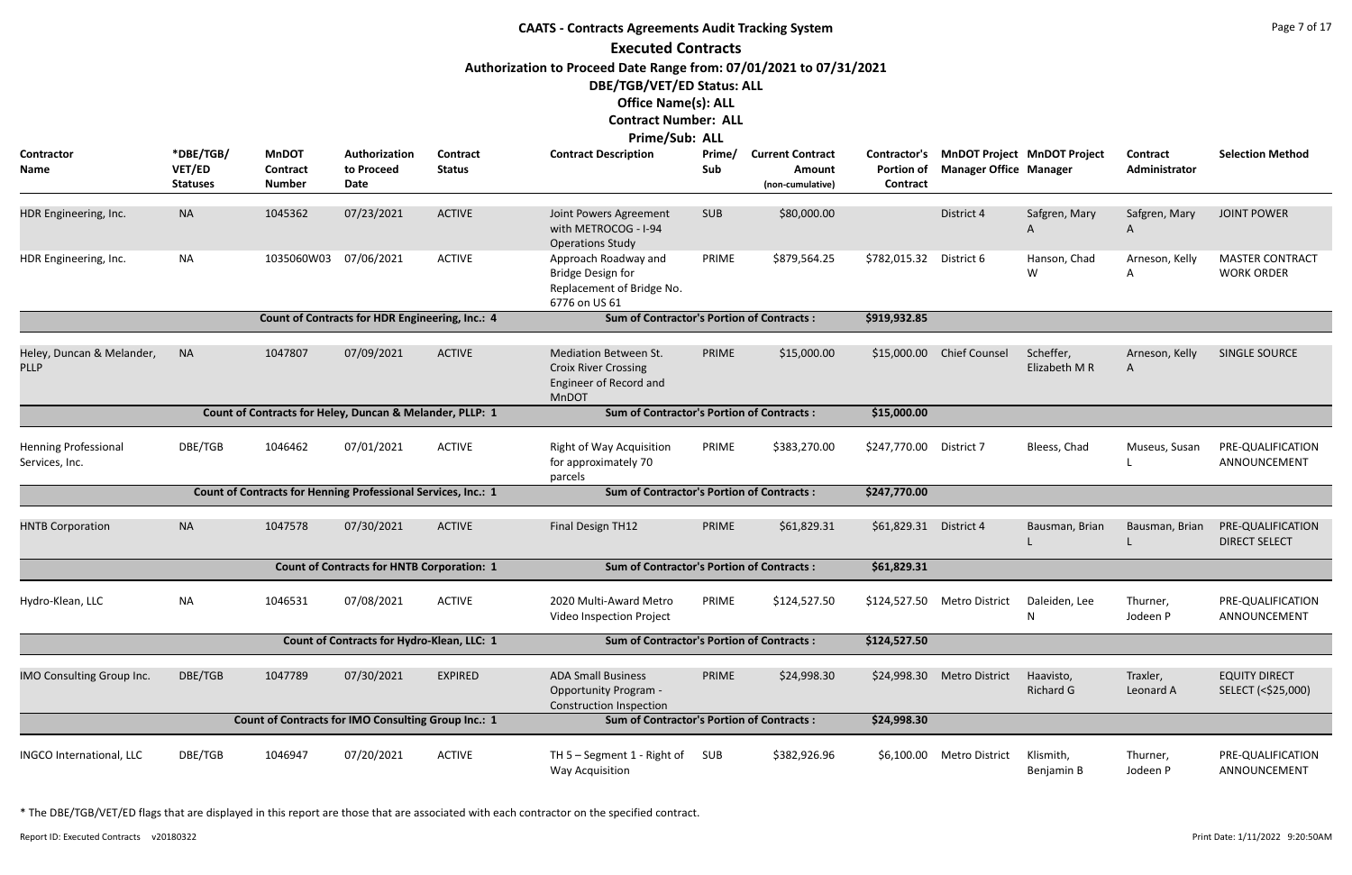# CAATS - Contracts Agreements Audit Tracking System

## Executed Contracts

**Authorization to Proceed Date Range from: 07/01/2021 to 07/31/2021**

**DBE/TGB/VET/ED Status: ALL**

**Office Name(s): ALL**

**Contract Number: ALL**

**Prime/Sub: ALL**

| Contractor Name | *DBE/TGB/ VET/ED Statuses | MnDOT Contract Number | Authorization to Proceed Date | Contract Status | Contract Description | Prime/ Sub | Current Contract Amount (non-cumulative) | Contractor's Portion of Contract | MnDOT Project Manager Office | MnDOT Project Manager | Contract Administrator | Selection Method |
|---|---|---|---|---|---|---|---|---|---|---|---|---|
| HDR Engineering, Inc. | NA | 1045362 | 07/23/2021 | ACTIVE | Joint Powers Agreement with METROCOG - I-94 Operations Study | SUB | $80,000.00 | | District 4 | Safgren, Mary A | Safgren, Mary A | JOINT POWER |
| HDR Engineering, Inc. | NA | 1035060W03 | 07/06/2021 | ACTIVE | Approach Roadway and Bridge Design for Replacement of Bridge No. 6776 on US 61 | PRIME | $879,564.25 | $782,015.32 | District 6 | Hanson, Chad W | Arneson, Kelly A | MASTER CONTRACT WORK ORDER |
| | | Count of Contracts for HDR Engineering, Inc.: 4 | | | Sum of Contractor's Portion of Contracts : | | | $919,932.85 | | | | |
| Heley, Duncan & Melander, PLLP | NA | 1047807 | 07/09/2021 | ACTIVE | Mediation Between St. Croix River Crossing Engineer of Record and MnDOT | PRIME | $15,000.00 | $15,000.00 | Chief Counsel | Scheffer, Elizabeth M R | Arneson, Kelly A | SINGLE SOURCE |
| | | Count of Contracts for Heley, Duncan & Melander, PLLP: 1 | | | Sum of Contractor's Portion of Contracts : | | | $15,000.00 | | | | |
| Henning Professional Services, Inc. | DBE/TGB | 1046462 | 07/01/2021 | ACTIVE | Right of Way Acquisition for approximately 70 parcels | PRIME | $383,270.00 | $247,770.00 | District 7 | Bleess, Chad | Museus, Susan L | PRE-QUALIFICATION ANNOUNCEMENT |
| | | Count of Contracts for Henning Professional Services, Inc.: 1 | | | Sum of Contractor's Portion of Contracts : | | | $247,770.00 | | | | |
| HNTB Corporation | NA | 1047578 | 07/30/2021 | ACTIVE | Final Design TH12 | PRIME | $61,829.31 | $61,829.31 | District 4 | Bausman, Brian L | Bausman, Brian L | PRE-QUALIFICATION DIRECT SELECT |
| | | Count of Contracts for HNTB Corporation: 1 | | | Sum of Contractor's Portion of Contracts : | | | $61,829.31 | | | | |
| Hydro-Klean, LLC | NA | 1046531 | 07/08/2021 | ACTIVE | 2020 Multi-Award Metro Video Inspection Project | PRIME | $124,527.50 | $124,527.50 | Metro District | Daleiden, Lee N | Thurner, Jodeen P | PRE-QUALIFICATION ANNOUNCEMENT |
| | | Count of Contracts for Hydro-Klean, LLC: 1 | | | Sum of Contractor's Portion of Contracts : | | | $124,527.50 | | | | |
| IMO Consulting Group Inc. | DBE/TGB | 1047789 | 07/30/2021 | EXPIRED | ADA Small Business Opportunity Program - Construction Inspection | PRIME | $24,998.30 | $24,998.30 | Metro District | Haavisto, Richard G | Traxler, Leonard A | EQUITY DIRECT SELECT (<$25,000) |
| | | Count of Contracts for IMO Consulting Group Inc.: 1 | | | Sum of Contractor's Portion of Contracts : | | | $24,998.30 | | | | |
| INGCO International, LLC | DBE/TGB | 1046947 | 07/20/2021 | ACTIVE | TH 5 – Segment 1 - Right of Way Acquisition | SUB | $382,926.96 | $6,100.00 | Metro District | Klismith, Benjamin B | Thurner, Jodeen P | PRE-QUALIFICATION ANNOUNCEMENT |

* The DBE/TGB/VET/ED flags that are displayed in this report are those that are associated with each contractor on the specified contract.

Report ID: Executed Contracts v20180322 Print Date: 1/11/2022 9:20:50AM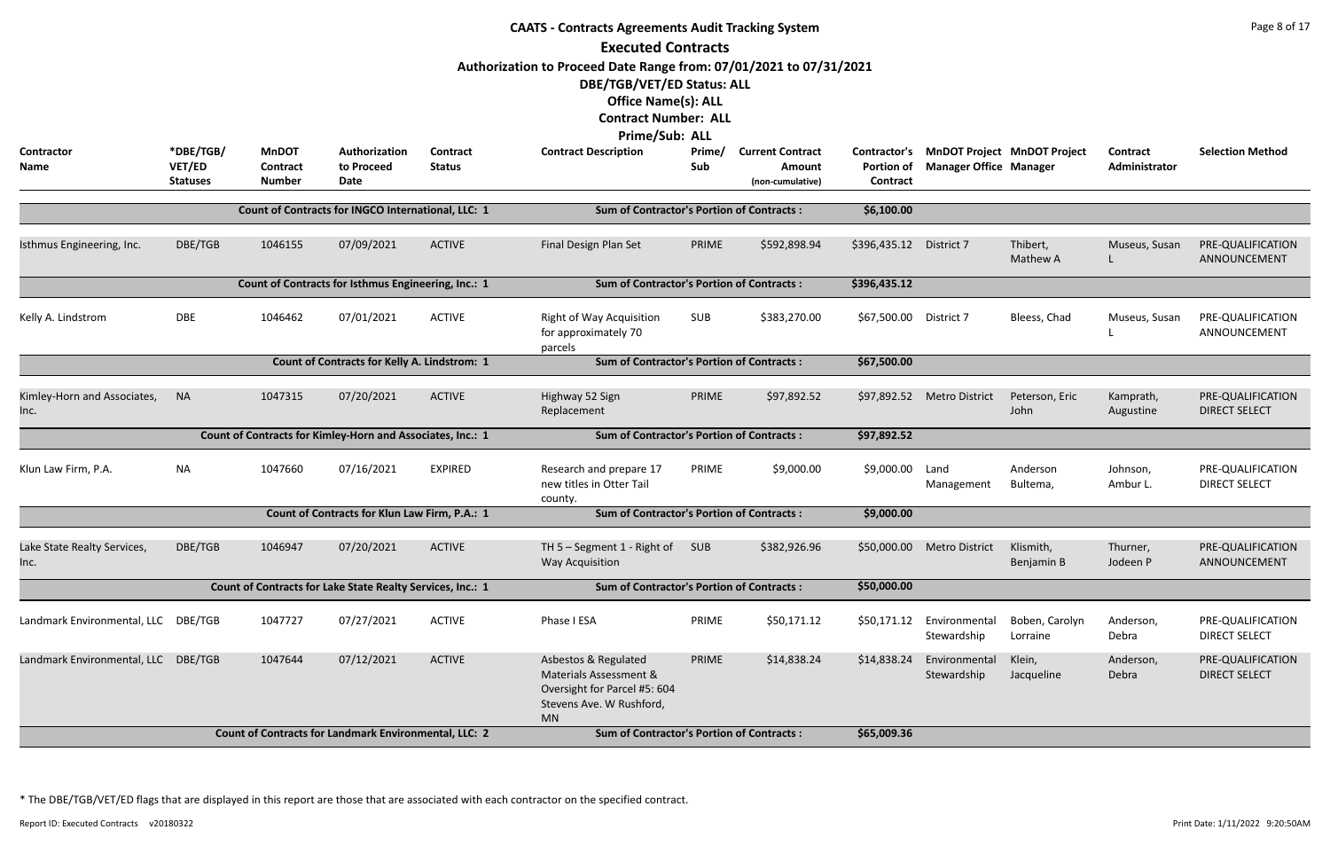# CAATS - Contracts Agreements Audit Tracking System

## Executed Contracts

**Authorization to Proceed Date Range from: 07/01/2021 to 07/31/2021**

**DBE/TGB/VET/ED Status: ALL**

**Office Name(s): ALL**

**Contract Number: ALL**

**Prime/Sub: ALL**

| Contractor Name | *DBE/TGB/ VET/ED Statuses | MnDOT Contract Number | Authorization to Proceed Date | Contract Status | Contract Description | Prime/ Sub | Current Contract Amount (non-cumulative) | Contractor's Portion of Contract | MnDOT Project Manager Office | MnDOT Project Manager | Contract Administrator | Selection Method |
|---|---|---|---|---|---|---|---|---|---|---|---|---|
| | | Count of Contracts for INGCO International, LLC: 1 | | | Sum of Contractor's Portion of Contracts : | | | $6,100.00 | | | | |
| Isthmus Engineering, Inc. | DBE/TGB | 1046155 | 07/09/2021 | ACTIVE | Final Design Plan Set | PRIME | $592,898.94 | $396,435.12 | District 7 | Thibert, Mathew A | Museus, Susan L | PRE-QUALIFICATION ANNOUNCEMENT |
| | | Count of Contracts for Isthmus Engineering, Inc.: 1 | | | Sum of Contractor's Portion of Contracts : | | | $396,435.12 | | | | |
| Kelly A. Lindstrom | DBE | 1046462 | 07/01/2021 | ACTIVE | Right of Way Acquisition for approximately 70 parcels | SUB | $383,270.00 | $67,500.00 | District 7 | Bleess, Chad | Museus, Susan L | PRE-QUALIFICATION ANNOUNCEMENT |
| | | Count of Contracts for Kelly A. Lindstrom: 1 | | | Sum of Contractor's Portion of Contracts : | | | $67,500.00 | | | | |
| Kimley-Horn and Associates, Inc. | NA | 1047315 | 07/20/2021 | ACTIVE | Highway 52 Sign Replacement | PRIME | $97,892.52 | $97,892.52 | Metro District | Peterson, Eric John | Kamprath, Augustine | PRE-QUALIFICATION DIRECT SELECT |
| | | Count of Contracts for Kimley-Horn and Associates, Inc.: 1 | | | Sum of Contractor's Portion of Contracts : | | | $97,892.52 | | | | |
| Klun Law Firm, P.A. | NA | 1047660 | 07/16/2021 | EXPIRED | Research and prepare 17 new titles in Otter Tail county. | PRIME | $9,000.00 | $9,000.00 | Land Management | Anderson Bultema, | Johnson, Ambur L. | PRE-QUALIFICATION DIRECT SELECT |
| | | Count of Contracts for Klun Law Firm, P.A.: 1 | | | Sum of Contractor's Portion of Contracts : | | | $9,000.00 | | | | |
| Lake State Realty Services, Inc. | DBE/TGB | 1046947 | 07/20/2021 | ACTIVE | TH 5 – Segment 1 - Right of Way Acquisition | SUB | $382,926.96 | $50,000.00 | Metro District | Klismith, Benjamin B | Thurner, Jodeen P | PRE-QUALIFICATION ANNOUNCEMENT |
| | | Count of Contracts for Lake State Realty Services, Inc.: 1 | | | Sum of Contractor's Portion of Contracts : | | | $50,000.00 | | | | |
| Landmark Environmental, LLC | DBE/TGB | 1047727 | 07/27/2021 | ACTIVE | Phase I ESA | PRIME | $50,171.12 | $50,171.12 | Environmental Stewardship | Boben, Carolyn Lorraine | Anderson, Debra | PRE-QUALIFICATION DIRECT SELECT |
| Landmark Environmental, LLC | DBE/TGB | 1047644 | 07/12/2021 | ACTIVE | Asbestos & Regulated Materials Assessment & Oversight for Parcel #5: 604 Stevens Ave. W Rushford, MN | PRIME | $14,838.24 | $14,838.24 | Environmental Stewardship | Klein, Jacqueline | Anderson, Debra | PRE-QUALIFICATION DIRECT SELECT |
| | | Count of Contracts for Landmark Environmental, LLC: 2 | | | Sum of Contractor's Portion of Contracts : | | | $65,009.36 | | | | |

\* The DBE/TGB/VET/ED flags that are displayed in this report are those that are associated with each contractor on the specified contract.

Report ID: Executed Contracts v20180322 Print Date: 1/11/2022 9:20:50AM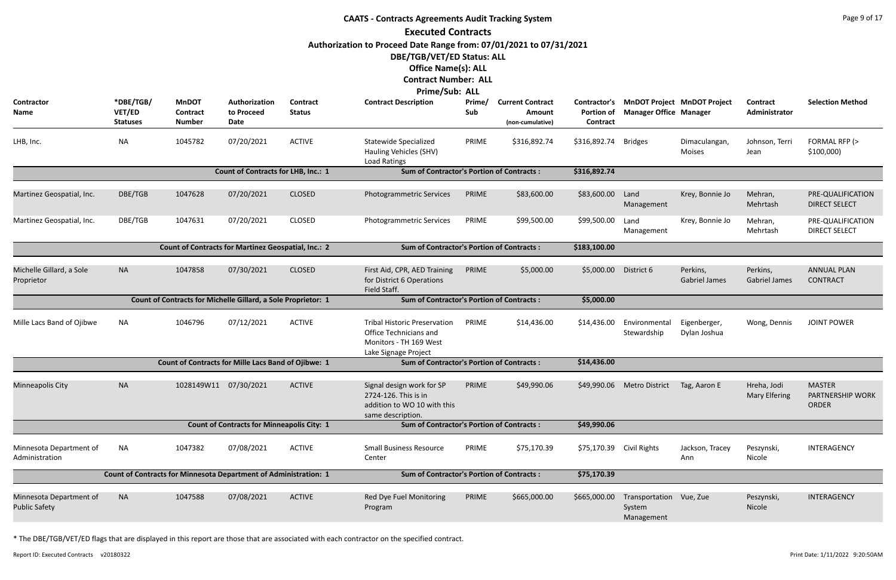# CAATS - Contracts Agreements Audit Tracking System

## Executed Contracts

**Authorization to Proceed Date Range from: 07/01/2021 to 07/31/2021**

**DBE/TGB/VET/ED Status: ALL**

**Office Name(s): ALL**

**Contract Number: ALL**

**Prime/Sub: ALL**

| Contractor Name | *DBE/TGB/ VET/ED Statuses | MnDOT Contract Number | Authorization to Proceed Date | Contract Status | Contract Description | Prime/ Sub | Current Contract Amount (non-cumulative) | Contractor's Portion of Contract | MnDOT Project Manager Office | MnDOT Project Manager | Contract Administrator | Selection Method |
|---|---|---|---|---|---|---|---|---|---|---|---|---|
| LHB, Inc. | NA | 1045782 | 07/20/2021 | ACTIVE | Statewide Specialized Hauling Vehicles (SHV) Load Ratings | PRIME | $316,892.74 | $316,892.74 | Bridges | Dimaculangan, Moises | Johnson, Terri Jean | FORMAL RFP (> $100,000) |
| | | Count of Contracts for LHB, Inc.: 1 | | | Sum of Contractor's Portion of Contracts : | | | $316,892.74 | | | | |
| Martinez Geospatial, Inc. | DBE/TGB | 1047628 | 07/20/2021 | CLOSED | Photogrammetric Services | PRIME | $83,600.00 | $83,600.00 | Land Management | Krey, Bonnie Jo | Mehran, Mehrtash | PRE-QUALIFICATION DIRECT SELECT |
| Martinez Geospatial, Inc. | DBE/TGB | 1047631 | 07/20/2021 | CLOSED | Photogrammetric Services | PRIME | $99,500.00 | $99,500.00 | Land Management | Krey, Bonnie Jo | Mehran, Mehrtash | PRE-QUALIFICATION DIRECT SELECT |
| | | Count of Contracts for Martinez Geospatial, Inc.: 2 | | | Sum of Contractor's Portion of Contracts : | | | $183,100.00 | | | | |
| Michelle Gillard, a Sole Proprietor | NA | 1047858 | 07/30/2021 | CLOSED | First Aid, CPR, AED Training for District 6 Operations Field Staff. | PRIME | $5,000.00 | $5,000.00 | District 6 | Perkins, Gabriel James | Perkins, Gabriel James | ANNUAL PLAN CONTRACT |
| | | Count of Contracts for Michelle Gillard, a Sole Proprietor: 1 | | | Sum of Contractor's Portion of Contracts : | | | $5,000.00 | | | | |
| Mille Lacs Band of Ojibwe | NA | 1046796 | 07/12/2021 | ACTIVE | Tribal Historic Preservation Office Technicians and Monitors - TH 169 West Lake Signage Project | PRIME | $14,436.00 | $14,436.00 | Environmental Stewardship | Eigenberger, Dylan Joshua | Wong, Dennis | JOINT POWER |
| | | Count of Contracts for Mille Lacs Band of Ojibwe: 1 | | | Sum of Contractor's Portion of Contracts : | | | $14,436.00 | | | | |
| Minneapolis City | NA | 1028149W11 | 07/30/2021 | ACTIVE | Signal design work for SP 2724-126. This is in addition to WO 10 with this same description. | PRIME | $49,990.06 | $49,990.06 | Metro District | Tag, Aaron E | Hreha, Jodi Mary Elfering | MASTER PARTNERSHIP WORK ORDER |
| | | Count of Contracts for Minneapolis City: 1 | | | Sum of Contractor's Portion of Contracts : | | | $49,990.06 | | | | |
| Minnesota Department of Administration | NA | 1047382 | 07/08/2021 | ACTIVE | Small Business Resource Center | PRIME | $75,170.39 | $75,170.39 | Civil Rights | Jackson, Tracey Ann | Peszynski, Nicole | INTERAGENCY |
| | | Count of Contracts for Minnesota Department of Administration: 1 | | | Sum of Contractor's Portion of Contracts : | | | $75,170.39 | | | | |
| Minnesota Department of Public Safety | NA | 1047588 | 07/08/2021 | ACTIVE | Red Dye Fuel Monitoring Program | PRIME | $665,000.00 | $665,000.00 | Transportation System Management | Vue, Zue | Peszynski, Nicole | INTERAGENCY |

* The DBE/TGB/VET/ED flags that are displayed in this report are those that are associated with each contractor on the specified contract.

Report ID: Executed Contracts v20180322 Print Date: 1/11/2022 9:20:50AM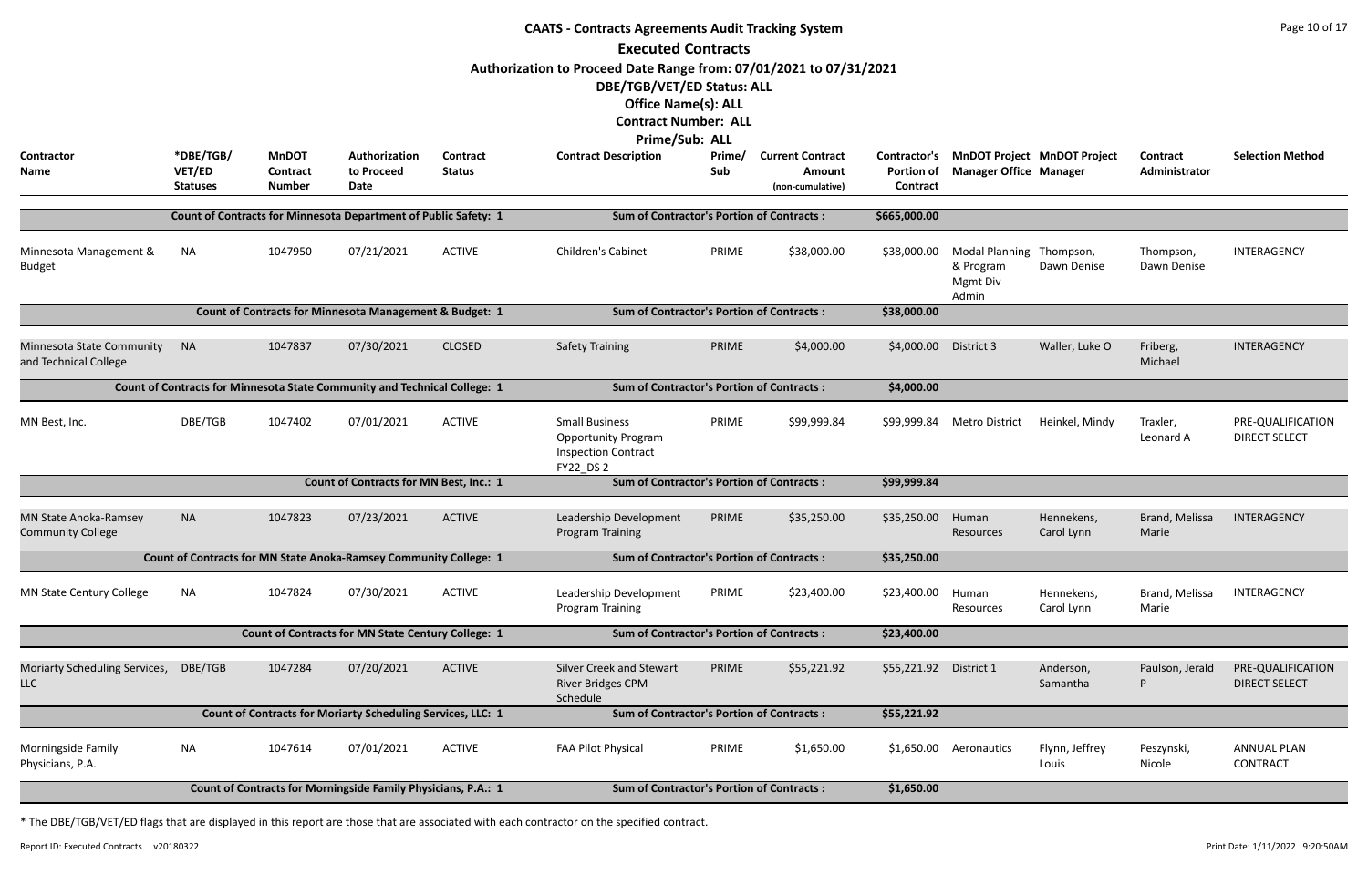# CAATS - Contracts Agreements Audit Tracking System

## Executed Contracts

**Authorization to Proceed Date Range from: 07/01/2021 to 07/31/2021**

**DBE/TGB/VET/ED Status: ALL**

**Office Name(s): ALL**

**Contract Number: ALL**

**Prime/Sub: ALL**

| Contractor Name | *DBE/TGB/VET/ED Statuses | MnDOT Contract Number | Authorization to Proceed Date | Contract Status | Contract Description | Prime/Sub | Current Contract Amount (non-cumulative) | Contractor's Portion of Contract | MnDOT Project Manager Office | MnDOT Project Manager | Contract Administrator | Selection Method |
|---|---|---|---|---|---|---|---|---|---|---|---|---|
| | Count of Contracts for Minnesota Department of Public Safety: 1 | | | | Sum of Contractor's Portion of Contracts : | | | $665,000.00 | | | | |
| Minnesota Management & Budget | NA | 1047950 | 07/21/2021 | ACTIVE | Children's Cabinet | PRIME | $38,000.00 | $38,000.00 | Modal Planning & Program Mgmt Div Admin | Thompson, Dawn Denise | Thompson, Dawn Denise | INTERAGENCY |
| | Count of Contracts for Minnesota Management & Budget: 1 | | | | Sum of Contractor's Portion of Contracts : | | | $38,000.00 | | | | |
| Minnesota State Community and Technical College | NA | 1047837 | 07/30/2021 | CLOSED | Safety Training | PRIME | $4,000.00 | $4,000.00 | District 3 | Waller, Luke O | Friberg, Michael | INTERAGENCY |
| | Count of Contracts for Minnesota State Community and Technical College: 1 | | | | Sum of Contractor's Portion of Contracts : | | | $4,000.00 | | | | |
| MN Best, Inc. | DBE/TGB | 1047402 | 07/01/2021 | ACTIVE | Small Business Opportunity Program Inspection Contract FY22_DS 2 | PRIME | $99,999.84 | $99,999.84 | Metro District | Heinkel, Mindy | Traxler, Leonard A | PRE-QUALIFICATION DIRECT SELECT |
| | Count of Contracts for MN Best, Inc.: 1 | | | | Sum of Contractor's Portion of Contracts : | | | $99,999.84 | | | | |
| MN State Anoka-Ramsey Community College | NA | 1047823 | 07/23/2021 | ACTIVE | Leadership Development Program Training | PRIME | $35,250.00 | $35,250.00 | Human Resources | Hennekens, Carol Lynn | Brand, Melissa Marie | INTERAGENCY |
| | Count of Contracts for MN State Anoka-Ramsey Community College: 1 | | | | Sum of Contractor's Portion of Contracts : | | | $35,250.00 | | | | |
| MN State Century College | NA | 1047824 | 07/30/2021 | ACTIVE | Leadership Development Program Training | PRIME | $23,400.00 | $23,400.00 | Human Resources | Hennekens, Carol Lynn | Brand, Melissa Marie | INTERAGENCY |
| | Count of Contracts for MN State Century College: 1 | | | | Sum of Contractor's Portion of Contracts : | | | $23,400.00 | | | | |
| Moriarty Scheduling Services, LLC | DBE/TGB | 1047284 | 07/20/2021 | ACTIVE | Silver Creek and Stewart River Bridges CPM Schedule | PRIME | $55,221.92 | $55,221.92 | District 1 | Anderson, Samantha | Paulson, Jerald P | PRE-QUALIFICATION DIRECT SELECT |
| | Count of Contracts for Moriarty Scheduling Services, LLC: 1 | | | | Sum of Contractor's Portion of Contracts : | | | $55,221.92 | | | | |
| Morningside Family Physicians, P.A. | NA | 1047614 | 07/01/2021 | ACTIVE | FAA Pilot Physical | PRIME | $1,650.00 | $1,650.00 | Aeronautics | Flynn, Jeffrey Louis | Peszynski, Nicole | ANNUAL PLAN CONTRACT |
| | Count of Contracts for Morningside Family Physicians, P.A.: 1 | | | | Sum of Contractor's Portion of Contracts : | | | $1,650.00 | | | | |

* The DBE/TGB/VET/ED flags that are displayed in this report are those that are associated with each contractor on the specified contract.

Report ID: Executed Contracts v20180322 Print Date: 1/11/2022 9:20:50AM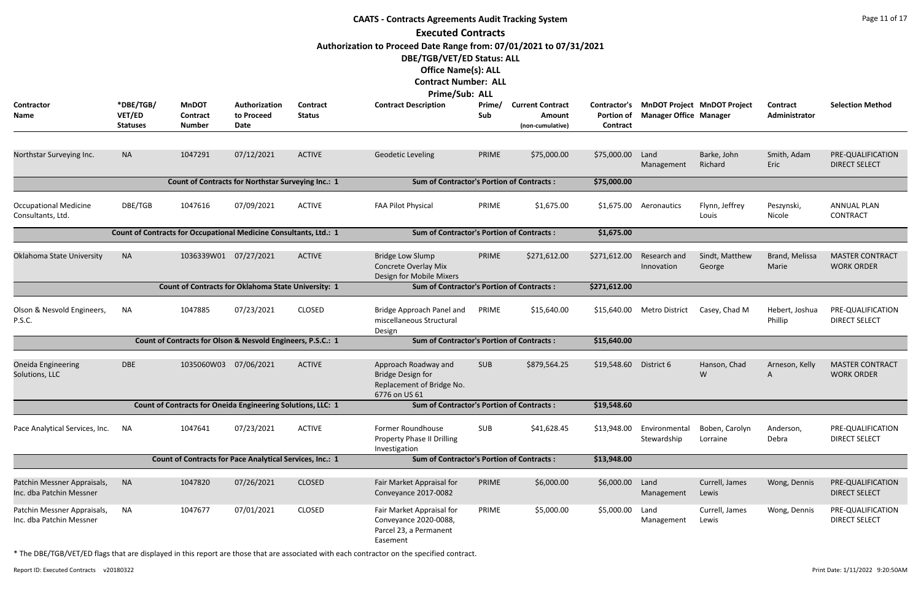# CAATS - Contracts Agreements Audit Tracking System

## Executed Contracts

**Authorization to Proceed Date Range from: 07/01/2021 to 07/31/2021**

**DBE/TGB/VET/ED Status: ALL**

**Office Name(s): ALL**

**Contract Number: ALL**

**Prime/Sub: ALL**

| Contractor Name | *DBE/TGB/ VET/ED Statuses | MnDOT Contract Number | Authorization to Proceed Date | Contract Status | Contract Description | Prime/ Sub | Current Contract Amount (non-cumulative) | Contractor's Portion of Contract | MnDOT Project Manager Office | MnDOT Project Manager | Contract Administrator | Selection Method |
|---|---|---|---|---|---|---|---|---|---|---|---|---|
| Northstar Surveying Inc. | NA | 1047291 | 07/12/2021 | ACTIVE | Geodetic Leveling | PRIME | $75,000.00 | $75,000.00 | Land Management | Barke, John Richard | Smith, Adam Eric | PRE-QUALIFICATION DIRECT SELECT |
| Count of Contracts for Northstar Surveying Inc.: 1 | | | | | Sum of Contractor's Portion of Contracts : | | | $75,000.00 | | | | |
| Occupational Medicine Consultants, Ltd. | DBE/TGB | 1047616 | 07/09/2021 | ACTIVE | FAA Pilot Physical | PRIME | $1,675.00 | $1,675.00 | Aeronautics | Flynn, Jeffrey Louis | Peszynski, Nicole | ANNUAL PLAN CONTRACT |
| Count of Contracts for Occupational Medicine Consultants, Ltd.: 1 | | | | | Sum of Contractor's Portion of Contracts : | | | $1,675.00 | | | | |
| Oklahoma State University | NA | 1036339W01 | 07/27/2021 | ACTIVE | Bridge Low Slump Concrete Overlay Mix Design for Mobile Mixers | PRIME | $271,612.00 | $271,612.00 | Research and Innovation | Sindt, Matthew George | Brand, Melissa Marie | MASTER CONTRACT WORK ORDER |
| Count of Contracts for Oklahoma State University: 1 | | | | | Sum of Contractor's Portion of Contracts : | | | $271,612.00 | | | | |
| Olson & Nesvold Engineers, P.S.C. | NA | 1047885 | 07/23/2021 | CLOSED | Bridge Approach Panel and miscellaneous Structural Design | PRIME | $15,640.00 | $15,640.00 | Metro District | Casey, Chad M | Hebert, Joshua Phillip | PRE-QUALIFICATION DIRECT SELECT |
| Count of Contracts for Olson & Nesvold Engineers, P.S.C.: 1 | | | | | Sum of Contractor's Portion of Contracts : | | | $15,640.00 | | | | |
| Oneida Engineering Solutions, LLC | DBE | 1035060W03 | 07/06/2021 | ACTIVE | Approach Roadway and Bridge Design for Replacement of Bridge No. 6776 on US 61 | SUB | $879,564.25 | $19,548.60 | District 6 | Hanson, Chad W | Arneson, Kelly A | MASTER CONTRACT WORK ORDER |
| Count of Contracts for Oneida Engineering Solutions, LLC: 1 | | | | | Sum of Contractor's Portion of Contracts : | | | $19,548.60 | | | | |
| Pace Analytical Services, Inc. | NA | 1047641 | 07/23/2021 | ACTIVE | Former Roundhouse Property Phase II Drilling Investigation | SUB | $41,628.45 | $13,948.00 | Environmental Stewardship | Boben, Carolyn Lorraine | Anderson, Debra | PRE-QUALIFICATION DIRECT SELECT |
| Count of Contracts for Pace Analytical Services, Inc.: 1 | | | | | Sum of Contractor's Portion of Contracts : | | | $13,948.00 | | | | |
| Patchin Messner Appraisals, Inc. dba Patchin Messner | NA | 1047820 | 07/26/2021 | CLOSED | Fair Market Appraisal for Conveyance 2017-0082 | PRIME | $6,000.00 | $6,000.00 | Land Management | Currell, James Lewis | Wong, Dennis | PRE-QUALIFICATION DIRECT SELECT |
| Patchin Messner Appraisals, Inc. dba Patchin Messner | NA | 1047677 | 07/01/2021 | CLOSED | Fair Market Appraisal for Conveyance 2020-0088, Parcel 23, a Permanent Easement | PRIME | $5,000.00 | $5,000.00 | Land Management | Currell, James Lewis | Wong, Dennis | PRE-QUALIFICATION DIRECT SELECT |

* The DBE/TGB/VET/ED flags that are displayed in this report are those that are associated with each contractor on the specified contract.

Report ID: Executed Contracts v20180322

Print Date: 1/11/2022 9:20:50AM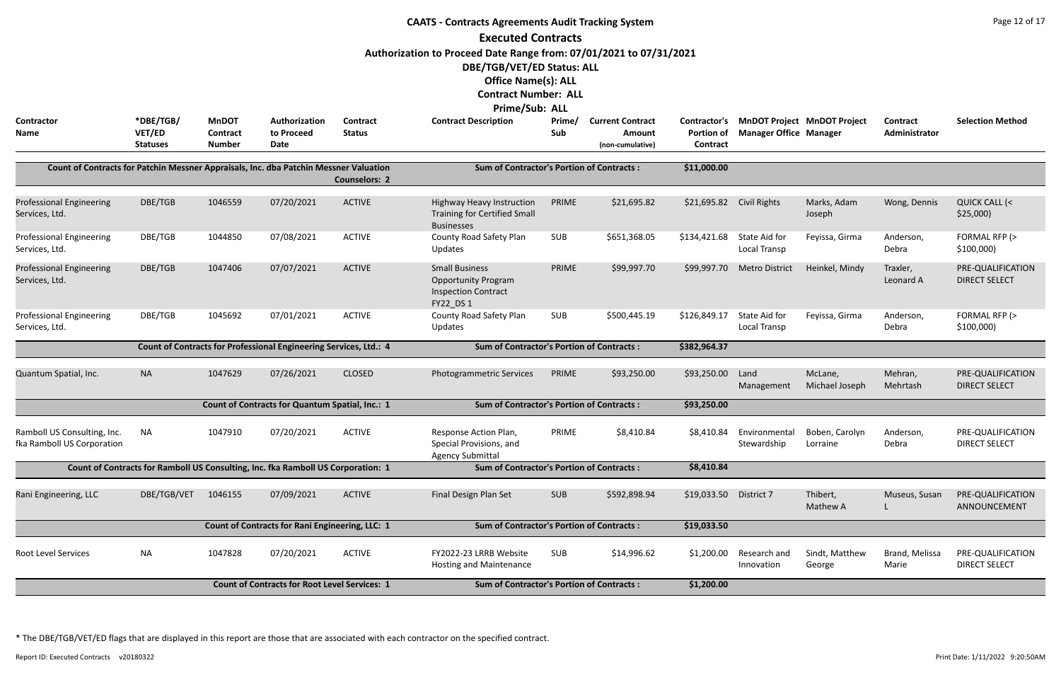# CAATS - Contracts Agreements Audit Tracking System

## Executed Contracts

**Authorization to Proceed Date Range from: 07/01/2021 to 07/31/2021**

**DBE/TGB/VET/ED Status: ALL**

**Office Name(s): ALL**

**Contract Number: ALL**

**Prime/Sub: ALL**

| Contractor Name | *DBE/TGB/ VET/ED Statuses | MnDOT Contract Number | Authorization to Proceed Date | Contract Status | Contract Description | Prime/ Sub | Current Contract Amount (non-cumulative) | Contractor's Portion of Contract | MnDOT Project Manager Office | MnDOT Project Manager | Contract Administrator | Selection Method |
|---|---|---|---|---|---|---|---|---|---|---|---|---|
| Count of Contracts for Patchin Messner Appraisals, Inc. dba Patchin Messner Valuation Counselors: 2 | | | | | Sum of Contractor's Portion of Contracts : | | | $11,000.00 | | | | |
| Professional Engineering Services, Ltd. | DBE/TGB | 1046559 | 07/20/2021 | ACTIVE | Highway Heavy Instruction Training for Certified Small Businesses | PRIME | $21,695.82 | $21,695.82 | Civil Rights | Marks, Adam Joseph | Wong, Dennis | QUICK CALL (< $25,000) |
| Professional Engineering Services, Ltd. | DBE/TGB | 1044850 | 07/08/2021 | ACTIVE | County Road Safety Plan Updates | SUB | $651,368.05 | $134,421.68 | State Aid for Local Transp | Feyissa, Girma | Anderson, Debra | FORMAL RFP (> $100,000) |
| Professional Engineering Services, Ltd. | DBE/TGB | 1047406 | 07/07/2021 | ACTIVE | Small Business Opportunity Program Inspection Contract FY22_DS 1 | PRIME | $99,997.70 | $99,997.70 | Metro District | Heinkel, Mindy | Traxler, Leonard A | PRE-QUALIFICATION DIRECT SELECT |
| Professional Engineering Services, Ltd. | DBE/TGB | 1045692 | 07/01/2021 | ACTIVE | County Road Safety Plan Updates | SUB | $500,445.19 | $126,849.17 | State Aid for Local Transp | Feyissa, Girma | Anderson, Debra | FORMAL RFP (> $100,000) |
| Count of Contracts for Professional Engineering Services, Ltd.: 4 | | | | | Sum of Contractor's Portion of Contracts : | | | $382,964.37 | | | | |
| Quantum Spatial, Inc. | NA | 1047629 | 07/26/2021 | CLOSED | Photogrammetric Services | PRIME | $93,250.00 | $93,250.00 | Land Management | McLane, Michael Joseph | Mehran, Mehrtash | PRE-QUALIFICATION DIRECT SELECT |
| Count of Contracts for Quantum Spatial, Inc.: 1 | | | | | Sum of Contractor's Portion of Contracts : | | | $93,250.00 | | | | |
| Ramboll US Consulting, Inc. fka Ramboll US Corporation | NA | 1047910 | 07/20/2021 | ACTIVE | Response Action Plan, Special Provisions, and Agency Submittal | PRIME | $8,410.84 | $8,410.84 | Environmental Stewardship | Boben, Carolyn Lorraine | Anderson, Debra | PRE-QUALIFICATION DIRECT SELECT |
| Count of Contracts for Ramboll US Consulting, Inc. fka Ramboll US Corporation: 1 | | | | | Sum of Contractor's Portion of Contracts : | | | $8,410.84 | | | | |
| Rani Engineering, LLC | DBE/TGB/VET | 1046155 | 07/09/2021 | ACTIVE | Final Design Plan Set | SUB | $592,898.94 | $19,033.50 | District 7 | Thibert, Mathew A | Museus, Susan L | PRE-QUALIFICATION ANNOUNCEMENT |
| Count of Contracts for Rani Engineering, LLC: 1 | | | | | Sum of Contractor's Portion of Contracts : | | | $19,033.50 | | | | |
| Root Level Services | NA | 1047828 | 07/20/2021 | ACTIVE | FY2022-23 LRRB Website Hosting and Maintenance | SUB | $14,996.62 | $1,200.00 | Research and Innovation | Sindt, Matthew George | Brand, Melissa Marie | PRE-QUALIFICATION DIRECT SELECT |
| Count of Contracts for Root Level Services: 1 | | | | | Sum of Contractor's Portion of Contracts : | | | $1,200.00 | | | | |

\* The DBE/TGB/VET/ED flags that are displayed in this report are those that are associated with each contractor on the specified contract.

Report ID: Executed Contracts v20180322 Print Date: 1/11/2022 9:20:50AM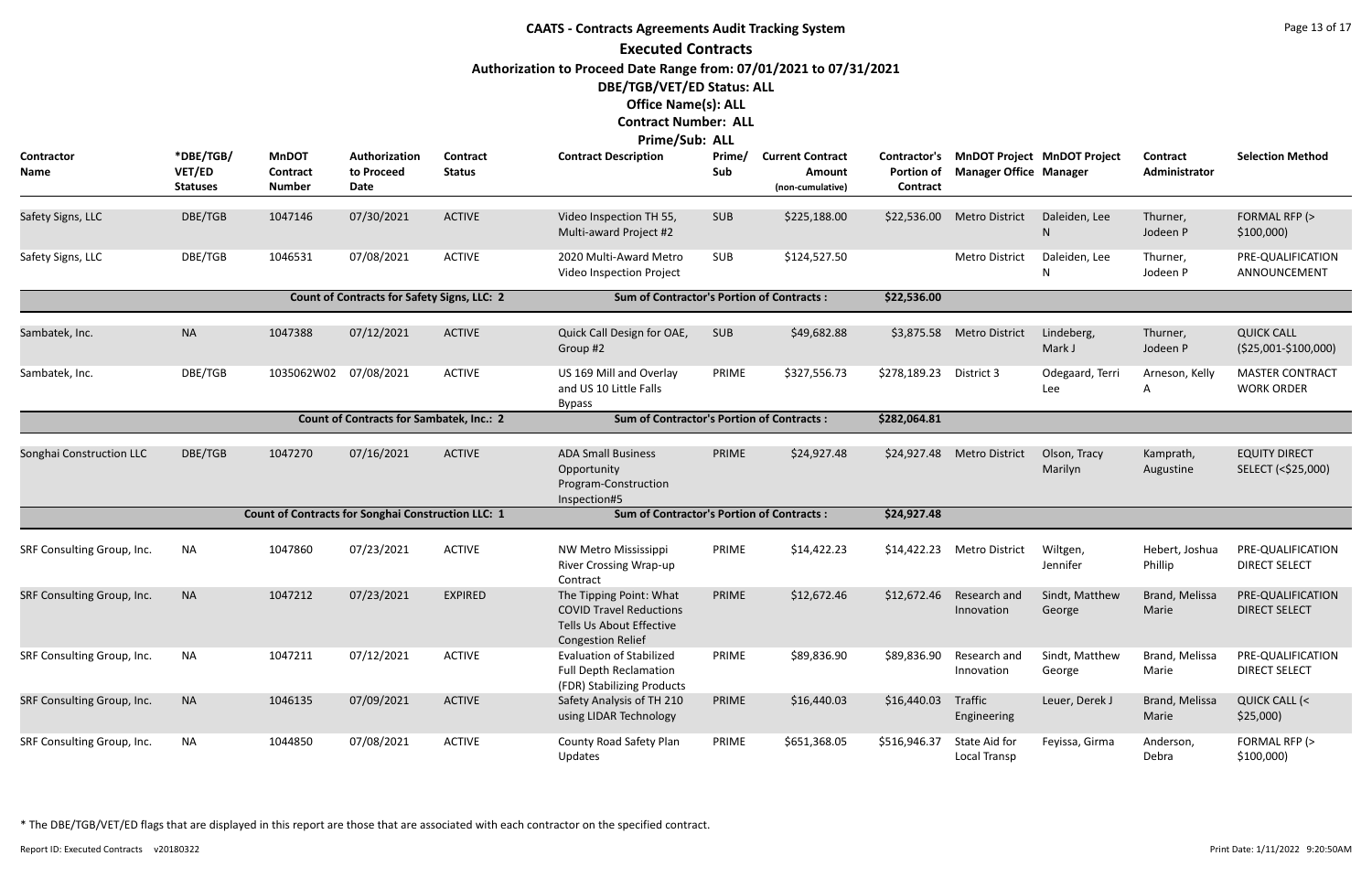# CAATS - Contracts Agreements Audit Tracking System

## Executed Contracts

**Authorization to Proceed Date Range from: 07/01/2021 to 07/31/2021**

**DBE/TGB/VET/ED Status: ALL**

**Office Name(s): ALL**

**Contract Number: ALL**

**Prime/Sub: ALL**

| Contractor Name | *DBE/TGB/ VET/ED Statuses | MnDOT Contract Number | Authorization to Proceed Date | Contract Status | Contract Description | Prime/ Sub | Current Contract Amount (non-cumulative) | Contractor's Portion of Contract | MnDOT Project Manager Office | MnDOT Project Manager | Contract Administrator | Selection Method |
|---|---|---|---|---|---|---|---|---|---|---|---|---|
| Safety Signs, LLC | DBE/TGB | 1047146 | 07/30/2021 | ACTIVE | Video Inspection TH 55, Multi-award Project #2 | SUB | $225,188.00 | $22,536.00 | Metro District | Daleiden, Lee N | Thurner, Jodeen P | FORMAL RFP (> $100,000) |
| Safety Signs, LLC | DBE/TGB | 1046531 | 07/08/2021 | ACTIVE | 2020 Multi-Award Metro Video Inspection Project | SUB | $124,527.50 | | Metro District | Daleiden, Lee N | Thurner, Jodeen P | PRE-QUALIFICATION ANNOUNCEMENT |
| | | Count of Contracts for Safety Signs, LLC: 2 | | | Sum of Contractor's Portion of Contracts : | | | $22,536.00 | | | | |
| Sambatek, Inc. | NA | 1047388 | 07/12/2021 | ACTIVE | Quick Call Design for OAE, Group #2 | SUB | $49,682.88 | $3,875.58 | Metro District | Lindeberg, Mark J | Thurner, Jodeen P | QUICK CALL ($25,001-$100,000) |
| Sambatek, Inc. | DBE/TGB | 1035062W02 | 07/08/2021 | ACTIVE | US 169 Mill and Overlay and US 10 Little Falls Bypass | PRIME | $327,556.73 | $278,189.23 | District 3 | Odegaard, Terri Lee | Arneson, Kelly A | MASTER CONTRACT WORK ORDER |
| | | Count of Contracts for Sambatek, Inc.: 2 | | | Sum of Contractor's Portion of Contracts : | | | $282,064.81 | | | | |
| Songhai Construction LLC | DBE/TGB | 1047270 | 07/16/2021 | ACTIVE | ADA Small Business Opportunity Program-Construction Inspection#5 | PRIME | $24,927.48 | $24,927.48 | Metro District | Olson, Tracy Marilyn | Kamprath, Augustine | EQUITY DIRECT SELECT (<$25,000) |
| | | Count of Contracts for Songhai Construction LLC: 1 | | | Sum of Contractor's Portion of Contracts : | | | $24,927.48 | | | | |
| SRF Consulting Group, Inc. | NA | 1047860 | 07/23/2021 | ACTIVE | NW Metro Mississippi River Crossing Wrap-up Contract | PRIME | $14,422.23 | $14,422.23 | Metro District | Wiltgen, Jennifer | Hebert, Joshua Phillip | PRE-QUALIFICATION DIRECT SELECT |
| SRF Consulting Group, Inc. | NA | 1047212 | 07/23/2021 | EXPIRED | The Tipping Point: What COVID Travel Reductions Tells Us About Effective Congestion Relief | PRIME | $12,672.46 | $12,672.46 | Research and Innovation | Sindt, Matthew George | Brand, Melissa Marie | PRE-QUALIFICATION DIRECT SELECT |
| SRF Consulting Group, Inc. | NA | 1047211 | 07/12/2021 | ACTIVE | Evaluation of Stabilized Full Depth Reclamation (FDR) Stabilizing Products | PRIME | $89,836.90 | $89,836.90 | Research and Innovation | Sindt, Matthew George | Brand, Melissa Marie | PRE-QUALIFICATION DIRECT SELECT |
| SRF Consulting Group, Inc. | NA | 1046135 | 07/09/2021 | ACTIVE | Safety Analysis of TH 210 using LIDAR Technology | PRIME | $16,440.03 | $16,440.03 | Traffic Engineering | Leuer, Derek J | Brand, Melissa Marie | QUICK CALL (< $25,000) |
| SRF Consulting Group, Inc. | NA | 1044850 | 07/08/2021 | ACTIVE | County Road Safety Plan Updates | PRIME | $651,368.05 | $516,946.37 | State Aid for Local Transp | Feyissa, Girma | Anderson, Debra | FORMAL RFP (> $100,000) |

* The DBE/TGB/VET/ED flags that are displayed in this report are those that are associated with each contractor on the specified contract.

Report ID: Executed Contracts v20180322 Print Date: 1/11/2022 9:20:50AM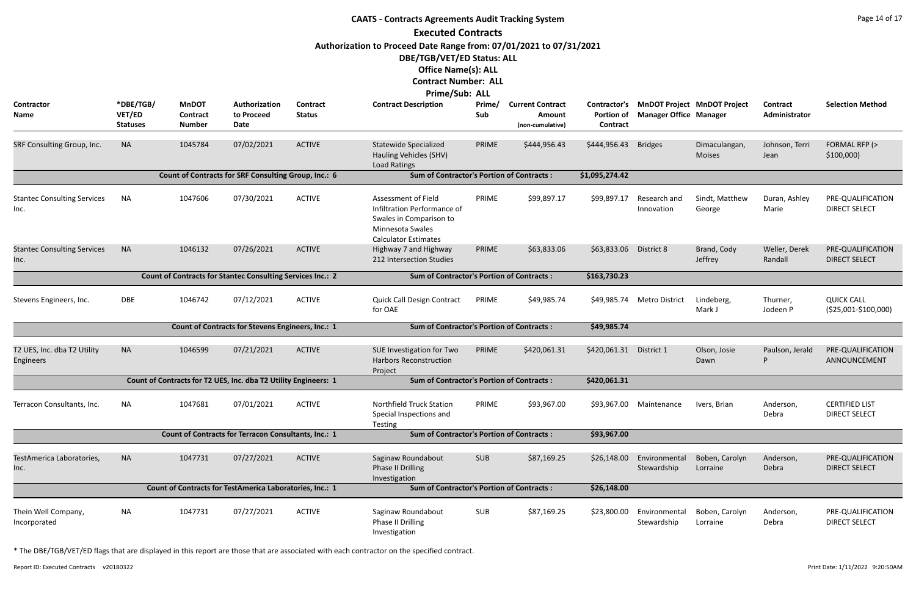# CAATS - Contracts Agreements Audit Tracking System

## Executed Contracts

**Authorization to Proceed Date Range from: 07/01/2021 to 07/31/2021**

**DBE/TGB/VET/ED Status: ALL**

**Office Name(s): ALL**

**Contract Number: ALL**

**Prime/Sub: ALL**

| Contractor Name | *DBE/TGB/ VET/ED Statuses | MnDOT Contract Number | Authorization to Proceed Date | Contract Status | Contract Description | Prime/ Sub | Current Contract Amount (non-cumulative) | Contractor's Portion of Contract | MnDOT Project Manager Office | MnDOT Project Manager | Contract Administrator | Selection Method |
|---|---|---|---|---|---|---|---|---|---|---|---|---|
| SRF Consulting Group, Inc. | NA | 1045784 | 07/02/2021 | ACTIVE | Statewide Specialized Hauling Vehicles (SHV) Load Ratings | PRIME | $444,956.43 | $444,956.43 | Bridges | Dimaculangan, Moises | Johnson, Terri Jean | FORMAL RFP (> $100,000) |
| | | Count of Contracts for SRF Consulting Group, Inc.: 6 | | | Sum of Contractor's Portion of Contracts : | | | $1,095,274.42 | | | | |
| Stantec Consulting Services Inc. | NA | 1047606 | 07/30/2021 | ACTIVE | Assessment of Field Infiltration Performance of Swales in Comparison to Minnesota Swales Calculator Estimates | PRIME | $99,897.17 | $99,897.17 | Research and Innovation | Sindt, Matthew George | Duran, Ashley Marie | PRE-QUALIFICATION DIRECT SELECT |
| Stantec Consulting Services Inc. | NA | 1046132 | 07/26/2021 | ACTIVE | Highway 7 and Highway 212 Intersection Studies | PRIME | $63,833.06 | $63,833.06 | District 8 | Brand, Cody Jeffrey | Weller, Derek Randall | PRE-QUALIFICATION DIRECT SELECT |
| | | Count of Contracts for Stantec Consulting Services Inc.: 2 | | | Sum of Contractor's Portion of Contracts : | | | $163,730.23 | | | | |
| Stevens Engineers, Inc. | DBE | 1046742 | 07/12/2021 | ACTIVE | Quick Call Design Contract for OAE | PRIME | $49,985.74 | $49,985.74 | Metro District | Lindeberg, Mark J | Thurner, Jodeen P | QUICK CALL ($25,001-$100,000) |
| | | Count of Contracts for Stevens Engineers, Inc.: 1 | | | Sum of Contractor's Portion of Contracts : | | | $49,985.74 | | | | |
| T2 UES, Inc. dba T2 Utility Engineers | NA | 1046599 | 07/21/2021 | ACTIVE | SUE Investigation for Two Harbors Reconstruction Project | PRIME | $420,061.31 | $420,061.31 | District 1 | Olson, Josie Dawn | Paulson, Jerald P | PRE-QUALIFICATION ANNOUNCEMENT |
| | | Count of Contracts for T2 UES, Inc. dba T2 Utility Engineers: 1 | | | Sum of Contractor's Portion of Contracts : | | | $420,061.31 | | | | |
| Terracon Consultants, Inc. | NA | 1047681 | 07/01/2021 | ACTIVE | Northfield Truck Station Special Inspections and Testing | PRIME | $93,967.00 | $93,967.00 | Maintenance | Ivers, Brian | Anderson, Debra | CERTIFIED LIST DIRECT SELECT |
| | | Count of Contracts for Terracon Consultants, Inc.: 1 | | | Sum of Contractor's Portion of Contracts : | | | $93,967.00 | | | | |
| TestAmerica Laboratories, Inc. | NA | 1047731 | 07/27/2021 | ACTIVE | Saginaw Roundabout Phase II Drilling Investigation | SUB | $87,169.25 | $26,148.00 | Environmental Stewardship | Boben, Carolyn Lorraine | Anderson, Debra | PRE-QUALIFICATION DIRECT SELECT |
| | | Count of Contracts for TestAmerica Laboratories, Inc.: 1 | | | Sum of Contractor's Portion of Contracts : | | | $26,148.00 | | | | |
| Thein Well Company, Incorporated | NA | 1047731 | 07/27/2021 | ACTIVE | Saginaw Roundabout Phase II Drilling Investigation | SUB | $87,169.25 | $23,800.00 | Environmental Stewardship | Boben, Carolyn Lorraine | Anderson, Debra | PRE-QUALIFICATION DIRECT SELECT |

* The DBE/TGB/VET/ED flags that are displayed in this report are those that are associated with each contractor on the specified contract.

Report ID: Executed Contracts v20180322

Print Date: 1/11/2022 9:20:50AM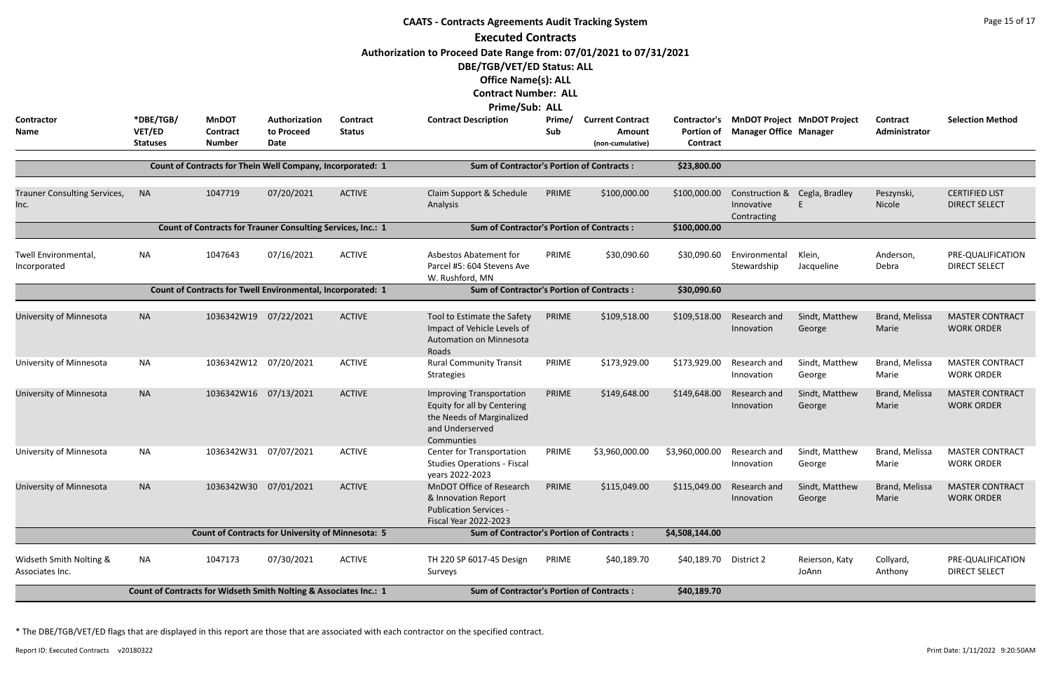# CAATS - Contracts Agreements Audit Tracking System

## Executed Contracts

**Authorization to Proceed Date Range from: 07/01/2021 to 07/31/2021**

**DBE/TGB/VET/ED Status: ALL**

**Office Name(s): ALL**

**Contract Number: ALL**

**Prime/Sub: ALL**

| Contractor Name | *DBE/TGB/ VET/ED Statuses | MnDOT Contract Number | Authorization to Proceed Date | Contract Status | Contract Description | Prime/ Sub | Current Contract Amount (non-cumulative) | Contractor's Portion of Contract | MnDOT Project Manager Office | MnDOT Project Manager | Contract Administrator | Selection Method |
|---|---|---|---|---|---|---|---|---|---|---|---|---|
| | | Count of Contracts for Thein Well Company, Incorporated: 1 | | | Sum of Contractor's Portion of Contracts : | | | $23,800.00 | | | | |
| Trauner Consulting Services, Inc. | NA | 1047719 | 07/20/2021 | ACTIVE | Claim Support & Schedule Analysis | PRIME | $100,000.00 | $100,000.00 | Construction & Innovative Contracting | Cegla, Bradley E | Peszynski, Nicole | CERTIFIED LIST DIRECT SELECT |
| | | Count of Contracts for Trauner Consulting Services, Inc.: 1 | | | Sum of Contractor's Portion of Contracts : | | | $100,000.00 | | | | |
| Twell Environmental, Incorporated | NA | 1047643 | 07/16/2021 | ACTIVE | Asbestos Abatement for Parcel #5: 604 Stevens Ave W. Rushford, MN | PRIME | $30,090.60 | $30,090.60 | Environmental Stewardship | Klein, Jacqueline | Anderson, Debra | PRE-QUALIFICATION DIRECT SELECT |
| | | Count of Contracts for Twell Environmental, Incorporated: 1 | | | Sum of Contractor's Portion of Contracts : | | | $30,090.60 | | | | |
| University of Minnesota | NA | 1036342W19 | 07/22/2021 | ACTIVE | Tool to Estimate the Safety Impact of Vehicle Levels of Automation on Minnesota Roads | PRIME | $109,518.00 | $109,518.00 | Research and Innovation | Sindt, Matthew George | Brand, Melissa Marie | MASTER CONTRACT WORK ORDER |
| University of Minnesota | NA | 1036342W12 | 07/20/2021 | ACTIVE | Rural Community Transit Strategies | PRIME | $173,929.00 | $173,929.00 | Research and Innovation | Sindt, Matthew George | Brand, Melissa Marie | MASTER CONTRACT WORK ORDER |
| University of Minnesota | NA | 1036342W16 | 07/13/2021 | ACTIVE | Improving Transportation Equity for all by Centering the Needs of Marginalized and Underserved Communties | PRIME | $149,648.00 | $149,648.00 | Research and Innovation | Sindt, Matthew George | Brand, Melissa Marie | MASTER CONTRACT WORK ORDER |
| University of Minnesota | NA | 1036342W31 | 07/07/2021 | ACTIVE | Center for Transportation Studies Operations - Fiscal years 2022-2023 | PRIME | $3,960,000.00 | $3,960,000.00 | Research and Innovation | Sindt, Matthew George | Brand, Melissa Marie | MASTER CONTRACT WORK ORDER |
| University of Minnesota | NA | 1036342W30 | 07/01/2021 | ACTIVE | MnDOT Office of Research & Innovation Report Publication Services - Fiscal Year 2022-2023 | PRIME | $115,049.00 | $115,049.00 | Research and Innovation | Sindt, Matthew George | Brand, Melissa Marie | MASTER CONTRACT WORK ORDER |
| | | Count of Contracts for University of Minnesota: 5 | | | Sum of Contractor's Portion of Contracts : | | | $4,508,144.00 | | | | |
| Widseth Smith Nolting & Associates Inc. | NA | 1047173 | 07/30/2021 | ACTIVE | TH 220 SP 6017-45 Design Surveys | PRIME | $40,189.70 | $40,189.70 | District 2 | Reierson, Katy JoAnn | Collyard, Anthony | PRE-QUALIFICATION DIRECT SELECT |
| | | Count of Contracts for Widseth Smith Nolting & Associates Inc.: 1 | | | Sum of Contractor's Portion of Contracts : | | | $40,189.70 | | | | |

\* The DBE/TGB/VET/ED flags that are displayed in this report are those that are associated with each contractor on the specified contract.

Report ID: Executed Contracts v20180322

Print Date: 1/11/2022 9:20:50AM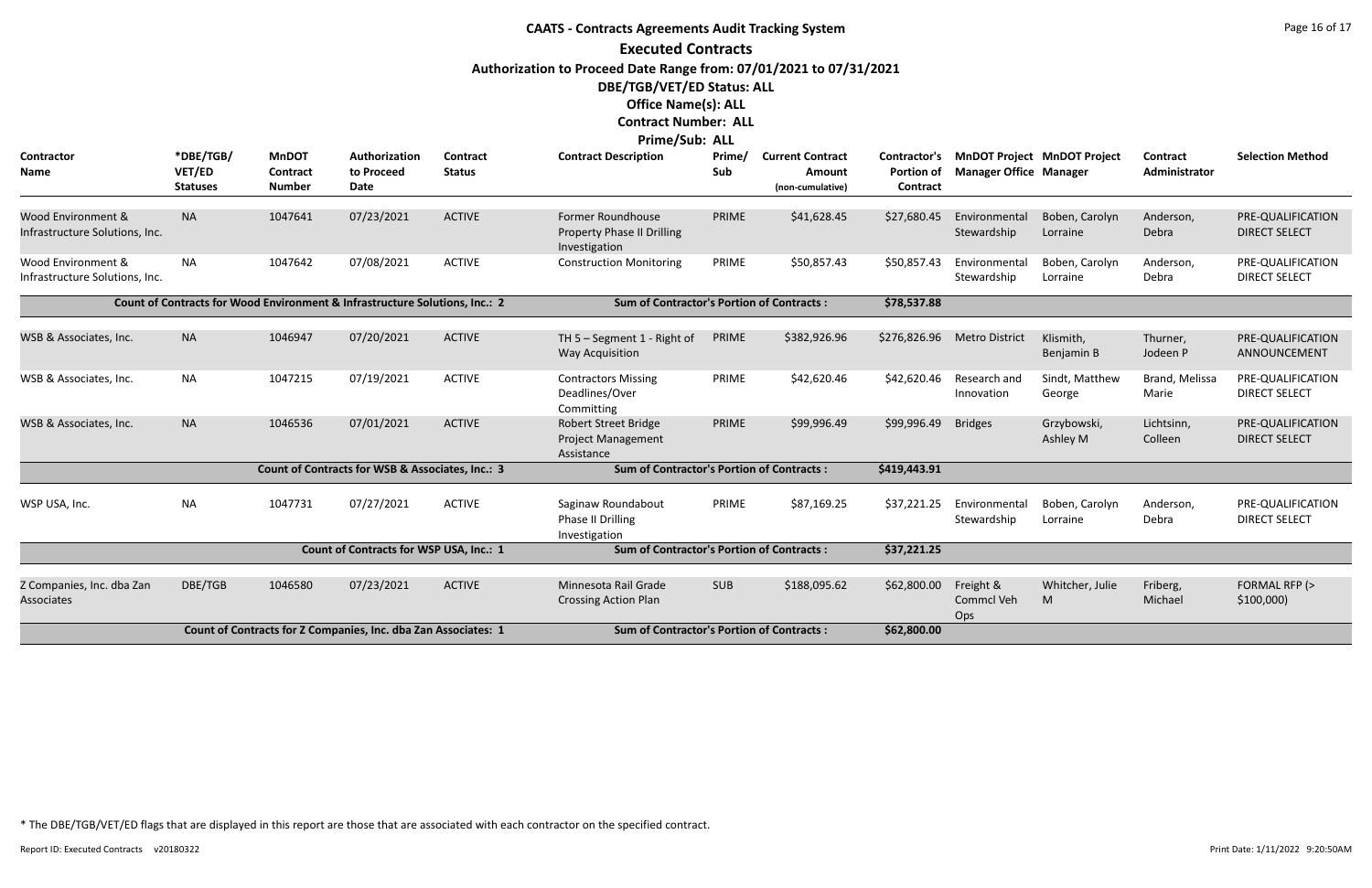# CAATS - Contracts Agreements Audit Tracking System

## Executed Contracts

**Authorization to Proceed Date Range from: 07/01/2021 to 07/31/2021**

**DBE/TGB/VET/ED Status: ALL**

**Office Name(s): ALL**

**Contract Number: ALL**

**Prime/Sub: ALL**

| Contractor Name | *DBE/TGB/ VET/ED Statuses | MnDOT Contract Number | Authorization to Proceed Date | Contract Status | Contract Description | Prime/ Sub | Current Contract Amount (non-cumulative) | Contractor's Portion of Contract | MnDOT Project Manager Office | MnDOT Project Manager | Contract Administrator | Selection Method |
|---|---|---|---|---|---|---|---|---|---|---|---|---|
| Wood Environment & Infrastructure Solutions, Inc. | NA | 1047641 | 07/23/2021 | ACTIVE | Former Roundhouse Property Phase II Drilling Investigation | PRIME | $41,628.45 | $27,680.45 | Environmental Stewardship | Boben, Carolyn Lorraine | Anderson, Debra | PRE-QUALIFICATION DIRECT SELECT |
| Wood Environment & Infrastructure Solutions, Inc. | NA | 1047642 | 07/08/2021 | ACTIVE | Construction Monitoring | PRIME | $50,857.43 | $50,857.43 | Environmental Stewardship | Boben, Carolyn Lorraine | Anderson, Debra | PRE-QUALIFICATION DIRECT SELECT |
| Count of Contracts for Wood Environment & Infrastructure Solutions, Inc.: 2 | | | | | Sum of Contractor's Portion of Contracts : | | | $78,537.88 | | | | |
| WSB & Associates, Inc. | NA | 1046947 | 07/20/2021 | ACTIVE | TH 5 – Segment 1 - Right of Way Acquisition | PRIME | $382,926.96 | $276,826.96 | Metro District | Klismith, Benjamin B | Thurner, Jodeen P | PRE-QUALIFICATION ANNOUNCEMENT |
| WSB & Associates, Inc. | NA | 1047215 | 07/19/2021 | ACTIVE | Contractors Missing Deadlines/Over Committing | PRIME | $42,620.46 | $42,620.46 | Research and Innovation | Sindt, Matthew George | Brand, Melissa Marie | PRE-QUALIFICATION DIRECT SELECT |
| WSB & Associates, Inc. | NA | 1046536 | 07/01/2021 | ACTIVE | Robert Street Bridge Project Management Assistance | PRIME | $99,996.49 | $99,996.49 | Bridges | Grzybowski, Ashley M | Lichtsinn, Colleen | PRE-QUALIFICATION DIRECT SELECT |
| Count of Contracts for WSB & Associates, Inc.: 3 | | | | | Sum of Contractor's Portion of Contracts : | | | $419,443.91 | | | | |
| WSP USA, Inc. | NA | 1047731 | 07/27/2021 | ACTIVE | Saginaw Roundabout Phase II Drilling Investigation | PRIME | $87,169.25 | $37,221.25 | Environmental Stewardship | Boben, Carolyn Lorraine | Anderson, Debra | PRE-QUALIFICATION DIRECT SELECT |
| Count of Contracts for WSP USA, Inc.: 1 | | | | | Sum of Contractor's Portion of Contracts : | | | $37,221.25 | | | | |
| Z Companies, Inc. dba Zan Associates | DBE/TGB | 1046580 | 07/23/2021 | ACTIVE | Minnesota Rail Grade Crossing Action Plan | SUB | $188,095.62 | $62,800.00 | Freight & Commcl Veh Ops | Whitcher, Julie M | Friberg, Michael | FORMAL RFP (> $100,000) |
| Count of Contracts for Z Companies, Inc. dba Zan Associates: 1 | | | | | Sum of Contractor's Portion of Contracts : | | | $62,800.00 | | | | |

* The DBE/TGB/VET/ED flags that are displayed in this report are those that are associated with each contractor on the specified contract.

Report ID: Executed Contracts v20180322 Print Date: 1/11/2022 9:20:50AM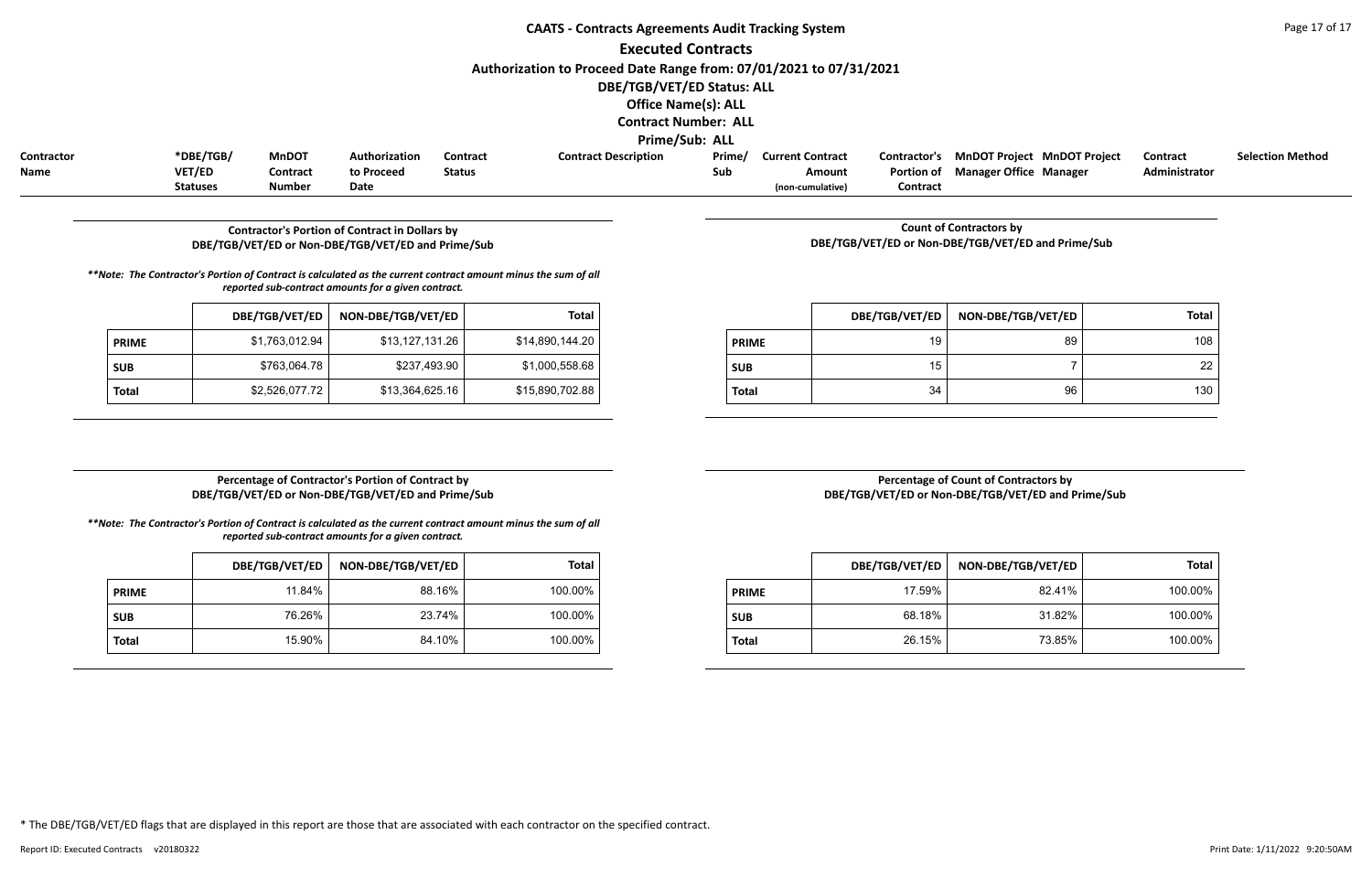# CAATS - Contracts Agreements Audit Tracking System

## Executed Contracts

**Authorization to Proceed Date Range from: 07/01/2021 to 07/31/2021**

**DBE/TGB/VET/ED Status: ALL**

**Office Name(s): ALL**

**Contract Number: ALL**

**Prime/Sub: ALL**

| Contractor Name | *DBE/TGB/ VET/ED Statuses | MnDOT Contract Number | Authorization to Proceed Date | Contract Status | Contract Description | Prime/ Sub | Current Contract Amount (non-cumulative) | Contractor's Portion of Contract | MnDOT Project Manager Office | MnDOT Project Manager | Contract Administrator | Selection Method |
|---|---|---|---|---|---|---|---|---|---|---|---|---|

### Contractor's Portion of Contract in Dollars by DBE/TGB/VET/ED or Non-DBE/TGB/VET/ED and Prime/Sub

***Note: The Contractor's Portion of Contract is calculated as the current contract amount minus the sum of all reported sub-contract amounts for a given contract.*

| | DBE/TGB/VET/ED | NON-DBE/TGB/VET/ED | Total |
|---|---|---|---|
| **PRIME** | $1,763,012.94 | $13,127,131.26 | $14,890,144.20 |
| **SUB** | $763,064.78 | $237,493.90 | $1,000,558.68 |
| **Total** | $2,526,077.72 | $13,364,625.16 | $15,890,702.88 |

### Count of Contractors by DBE/TGB/VET/ED or Non-DBE/TGB/VET/ED and Prime/Sub

| | DBE/TGB/VET/ED | NON-DBE/TGB/VET/ED | Total |
|---|---|---|---|
| **PRIME** | 19 | 89 | 108 |
| **SUB** | 15 | 7 | 22 |
| **Total** | 34 | 96 | 130 |

### Percentage of Contractor's Portion of Contract by DBE/TGB/VET/ED or Non-DBE/TGB/VET/ED and Prime/Sub

***Note: The Contractor's Portion of Contract is calculated as the current contract amount minus the sum of all reported sub-contract amounts for a given contract.*

| | DBE/TGB/VET/ED | NON-DBE/TGB/VET/ED | Total |
|---|---|---|---|
| **PRIME** | 11.84% | 88.16% | 100.00% |
| **SUB** | 76.26% | 23.74% | 100.00% |
| **Total** | 15.90% | 84.10% | 100.00% |

### Percentage of Count of Contractors by DBE/TGB/VET/ED or Non-DBE/TGB/VET/ED and Prime/Sub

| | DBE/TGB/VET/ED | NON-DBE/TGB/VET/ED | Total |
|---|---|---|---|
| **PRIME** | 17.59% | 82.41% | 100.00% |
| **SUB** | 68.18% | 31.82% | 100.00% |
| **Total** | 26.15% | 73.85% | 100.00% |

* The DBE/TGB/VET/ED flags that are displayed in this report are those that are associated with each contractor on the specified contract.

Report ID: Executed Contracts v20180322

Print Date: 1/11/2022 9:20:50AM